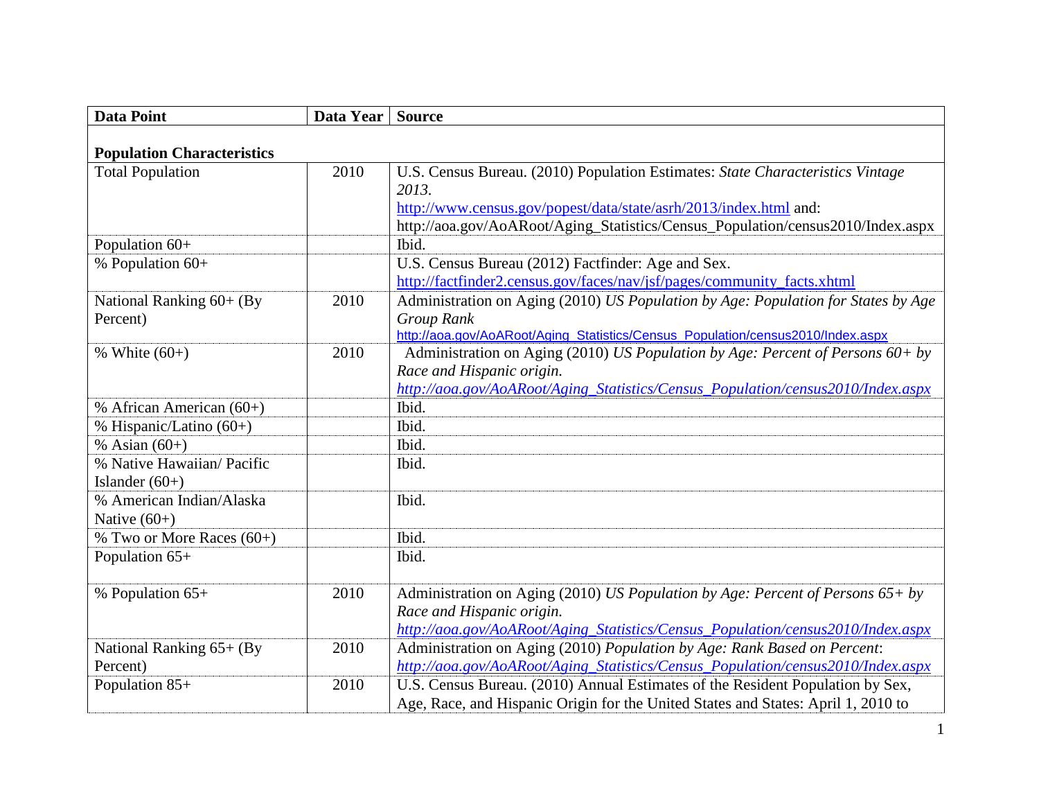| Data Point | Data Year | Source |
|---|---|---|
| **Population Characteristics** | | |
| Total Population | 2010 | U.S. Census Bureau. (2010) Population Estimates: *State Characteristics Vintage 2013.* http://www.census.gov/popest/data/state/asrh/2013/index.html and: http://aoa.gov/AoARoot/Aging_Statistics/Census_Population/census2010/Index.aspx |
| Population 60+ | | Ibid. |
| % Population 60+ | | U.S. Census Bureau (2012) Factfinder: Age and Sex. http://factfinder2.census.gov/faces/nav/jsf/pages/community_facts.xhtml |
| National Ranking 60+ (By Percent) | 2010 | Administration on Aging (2010) *US Population by Age: Population for States by Age Group Rank* http://aoa.gov/AoARoot/Aging_Statistics/Census_Population/census2010/Index.aspx |
| % White (60+) | 2010 | Administration on Aging (2010) *US Population by Age: Percent of Persons 60+ by Race and Hispanic origin.* *http://aoa.gov/AoARoot/Aging_Statistics/Census_Population/census2010/Index.aspx* |
| % African American (60+) | | Ibid. |
| % Hispanic/Latino (60+) | | Ibid. |
| % Asian (60+) | | Ibid. |
| % Native Hawaiian/ Pacific Islander (60+) | | Ibid. |
| % American Indian/Alaska Native (60+) | | Ibid. |
| % Two or More Races (60+) | | Ibid. |
| Population 65+ | | Ibid. |
| % Population 65+ | 2010 | Administration on Aging (2010) *US Population by Age: Percent of Persons 65+ by Race and Hispanic origin.* *http://aoa.gov/AoARoot/Aging_Statistics/Census_Population/census2010/Index.aspx* |
| National Ranking 65+ (By Percent) | 2010 | Administration on Aging (2010) *Population by Age: Rank Based on Percent*: *http://aoa.gov/AoARoot/Aging_Statistics/Census_Population/census2010/Index.aspx* |
| Population 85+ | 2010 | U.S. Census Bureau. (2010) Annual Estimates of the Resident Population by Sex, Age, Race, and Hispanic Origin for the United States and States: April 1, 2010 to |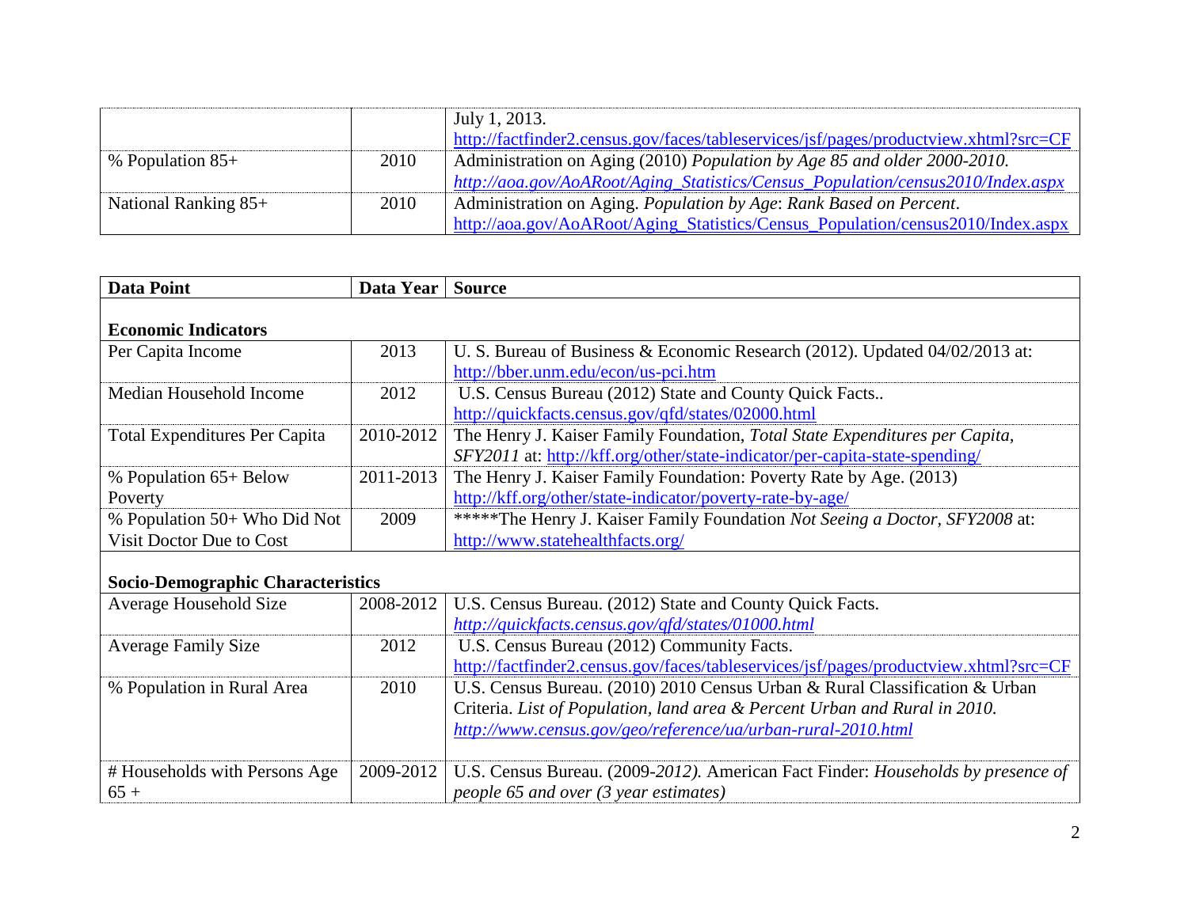| | | July 1, 2013. http://factfinder2.census.gov/faces/tableservices/jsf/pages/productview.xhtml?src=CF |
|---|---|---|
| % Population 85+ | 2010 | Administration on Aging (2010) *Population by Age 85 and older 2000-2010*. *http://aoa.gov/AoARoot/Aging_Statistics/Census_Population/census2010/Index.aspx* |
| National Ranking 85+ | 2010 | Administration on Aging. *Population by Age*: *Rank Based on Percent*. http://aoa.gov/AoARoot/Aging_Statistics/Census_Population/census2010/Index.aspx |

| **Data Point** | **Data Year** | **Source** |
|---|---|---|
| **Economic Indicators** | | |
| Per Capita Income | 2013 | U. S. Bureau of Business & Economic Research (2012). Updated 04/02/2013 at: http://bber.unm.edu/econ/us-pci.htm |
| Median Household Income | 2012 | U.S. Census Bureau (2012) State and County Quick Facts.. http://quickfacts.census.gov/qfd/states/02000.html |
| Total Expenditures Per Capita | 2010-2012 | The Henry J. Kaiser Family Foundation, *Total State Expenditures per Capita, SFY2011* at: http://kff.org/other/state-indicator/per-capita-state-spending/ |
| % Population 65+ Below Poverty | 2011-2013 | The Henry J. Kaiser Family Foundation: Poverty Rate by Age. (2013) http://kff.org/other/state-indicator/poverty-rate-by-age/ |
| % Population 50+ Who Did Not Visit Doctor Due to Cost | 2009 | *****The Henry J. Kaiser Family Foundation *Not Seeing a Doctor, SFY2008* at: http://www.statehealthfacts.org/ |
| **Socio-Demographic Characteristics** | | |
| Average Household Size | 2008-2012 | U.S. Census Bureau. (2012) State and County Quick Facts. *http://quickfacts.census.gov/qfd/states/01000.html* |
| Average Family Size | 2012 | U.S. Census Bureau (2012) Community Facts. http://factfinder2.census.gov/faces/tableservices/jsf/pages/productview.xhtml?src=CF |
| % Population in Rural Area | 2010 | U.S. Census Bureau. (2010) 2010 Census Urban & Rural Classification & Urban Criteria. *List of Population, land area & Percent Urban and Rural in 2010*. *http://www.census.gov/geo/reference/ua/urban-rural-2010.html* |
| # Households with Persons Age 65 + | 2009-2012 | U.S. Census Bureau. (2009-*2012).* American Fact Finder: *Households by presence of people 65 and over (3 year estimates)* |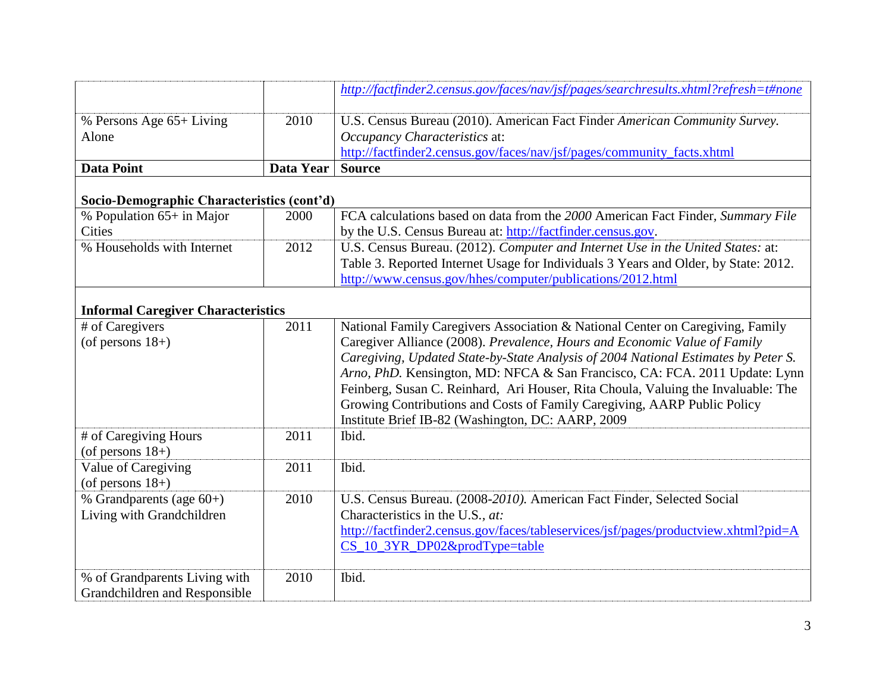| | | |
|---|---|---|
| | | *http://factfinder2.census.gov/faces/nav/jsf/pages/searchresults.xhtml?refresh=t#none* |
| % Persons Age 65+ Living Alone | 2010 | U.S. Census Bureau (2010). American Fact Finder *American Community Survey. Occupancy Characteristics* at: http://factfinder2.census.gov/faces/nav/jsf/pages/community_facts.xhtml |

| **Data Point** | **Data Year** | **Source** |
|---|---|---|
| **Socio-Demographic Characteristics (cont'd)** | | |
| % Population 65+ in Major Cities | 2000 | FCA calculations based on data from the *2000* American Fact Finder, *Summary File* by the U.S. Census Bureau at: http://factfinder.census.gov. |
| % Households with Internet | 2012 | U.S. Census Bureau. (2012). *Computer and Internet Use in the United States:* at: Table 3. Reported Internet Usage for Individuals 3 Years and Older, by State: 2012. http://www.census.gov/hhes/computer/publications/2012.html |
| **Informal Caregiver Characteristics** | | |
| # of Caregivers (of persons 18+) | 2011 | National Family Caregivers Association & National Center on Caregiving, Family Caregiver Alliance (2008). *Prevalence, Hours and Economic Value of Family Caregiving, Updated State-by-State Analysis of 2004 National Estimates by Peter S. Arno, PhD.* Kensington, MD: NFCA & San Francisco, CA: FCA. 2011 Update: Lynn Feinberg, Susan C. Reinhard, Ari Houser, Rita Choula, Valuing the Invaluable: The Growing Contributions and Costs of Family Caregiving, AARP Public Policy Institute Brief IB-82 (Washington, DC: AARP, 2009 |
| # of Caregiving Hours (of persons 18+) | 2011 | Ibid. |
| Value of Caregiving (of persons 18+) | 2011 | Ibid. |
| % Grandparents (age 60+) Living with Grandchildren | 2010 | U.S. Census Bureau. (2008-*2010).* American Fact Finder, Selected Social Characteristics in the U.S.*, at:* http://factfinder2.census.gov/faces/tableservices/jsf/pages/productview.xhtml?pid=ACS_10_3YR_DP02&prodType=table |
| % of Grandparents Living with Grandchildren and Responsible | 2010 | Ibid. |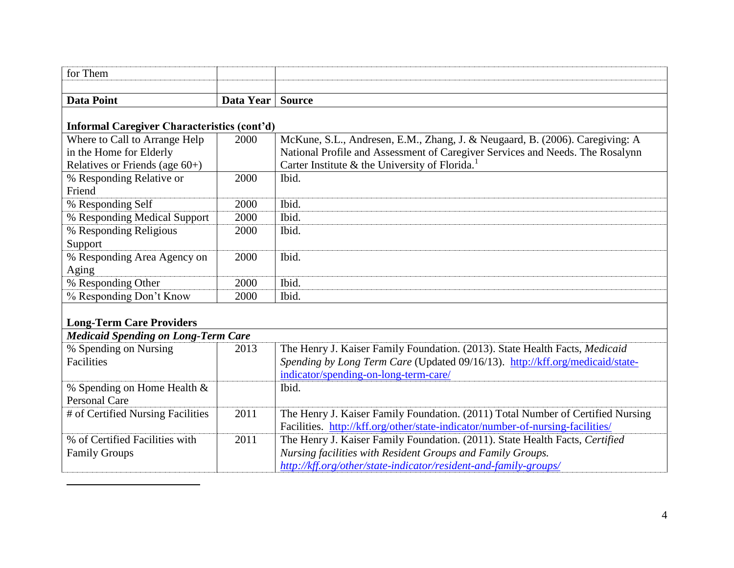| Data Point | Data Year | Source |
| --- | --- | --- |
| for Them | | |
| **Informal Caregiver Characteristics (cont'd)** | | |
| Where to Call to Arrange Help in the Home for Elderly Relatives or Friends (age 60+) | 2000 | McKune, S.L., Andresen, E.M., Zhang, J. & Neugaard, B. (2006). Caregiving: A National Profile and Assessment of Caregiver Services and Needs. The Rosalynn Carter Institute & the University of Florida.[1] |
| % Responding Relative or Friend | 2000 | Ibid. |
| % Responding Self | 2000 | Ibid. |
| % Responding Medical Support | 2000 | Ibid. |
| % Responding Religious Support | 2000 | Ibid. |
| % Responding Area Agency on Aging | 2000 | Ibid. |
| % Responding Other | 2000 | Ibid. |
| % Responding Don't Know | 2000 | Ibid. |
| **Long-Term Care Providers** | | |
| ***Medicaid Spending on Long-Term Care*** | | |
| % Spending on Nursing Facilities | 2013 | The Henry J. Kaiser Family Foundation. (2013). State Health Facts, *Medicaid Spending by Long Term Care* (Updated 09/16/13). http://kff.org/medicaid/state-indicator/spending-on-long-term-care/ |
| % Spending on Home Health & Personal Care | | Ibid. |
| # of Certified Nursing Facilities | 2011 | The Henry J. Kaiser Family Foundation. (2011) Total Number of Certified Nursing Facilities. http://kff.org/other/state-indicator/number-of-nursing-facilities/ |
| % of Certified Facilities with Family Groups | 2011 | The Henry J. Kaiser Family Foundation. (2011). State Health Facts, *Certified Nursing facilities with Resident Groups and Family Groups. http://kff.org/other/state-indicator/resident-and-family-groups/* |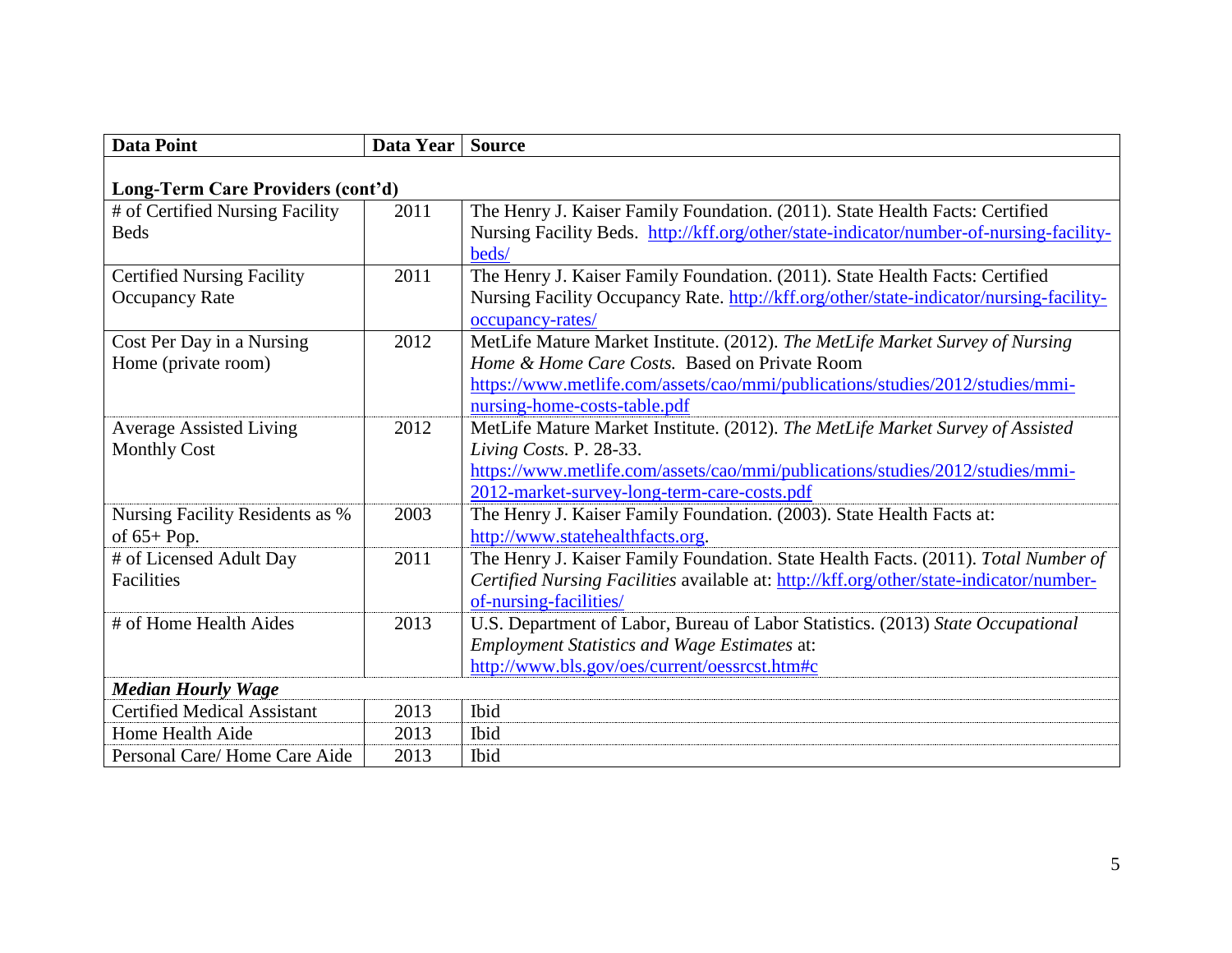| **Data Point** | **Data Year** | **Source** |
|---|---|---|
| **Long-Term Care Providers (cont'd)** | | |
| # of Certified Nursing Facility Beds | 2011 | The Henry J. Kaiser Family Foundation. (2011). State Health Facts: Certified Nursing Facility Beds. http://kff.org/other/state-indicator/number-of-nursing-facility-beds/ |
| Certified Nursing Facility Occupancy Rate | 2011 | The Henry J. Kaiser Family Foundation. (2011). State Health Facts: Certified Nursing Facility Occupancy Rate. http://kff.org/other/state-indicator/nursing-facility-occupancy-rates/ |
| Cost Per Day in a Nursing Home (private room) | 2012 | MetLife Mature Market Institute. (2012). *The MetLife Market Survey of Nursing Home & Home Care Costs.* Based on Private Room https://www.metlife.com/assets/cao/mmi/publications/studies/2012/studies/mmi-nursing-home-costs-table.pdf |
| Average Assisted Living Monthly Cost | 2012 | MetLife Mature Market Institute. (2012). *The MetLife Market Survey of Assisted Living Costs.* P. 28-33. https://www.metlife.com/assets/cao/mmi/publications/studies/2012/studies/mmi-2012-market-survey-long-term-care-costs.pdf |
| Nursing Facility Residents as % of 65+ Pop. | 2003 | The Henry J. Kaiser Family Foundation. (2003). State Health Facts at: http://www.statehealthfacts.org. |
| # of Licensed Adult Day Facilities | 2011 | The Henry J. Kaiser Family Foundation. State Health Facts. (2011). *Total Number of Certified Nursing Facilities* available at: http://kff.org/other/state-indicator/number-of-nursing-facilities/ |
| # of Home Health Aides | 2013 | U.S. Department of Labor, Bureau of Labor Statistics. (2013) *State Occupational Employment Statistics and Wage Estimates* at: http://www.bls.gov/oes/current/oessrcst.htm#c |
| ***Median Hourly Wage*** | | |
| Certified Medical Assistant | 2013 | Ibid |
| Home Health Aide | 2013 | Ibid |
| Personal Care/ Home Care Aide | 2013 | Ibid |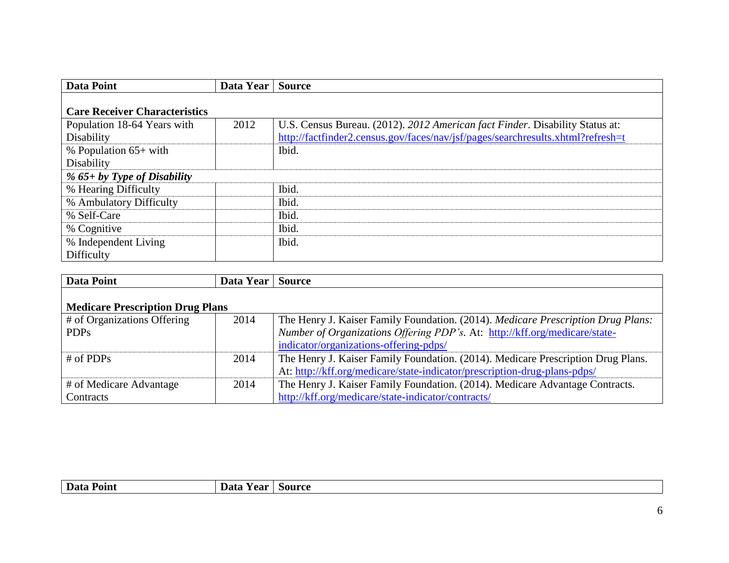| Data Point | Data Year | Source |
|---|---|---|
| **Care Receiver Characteristics** | | |
| Population 18-64 Years with Disability | 2012 | U.S. Census Bureau. (2012). *2012 American fact Finder*. Disability Status at: http://factfinder2.census.gov/faces/nav/jsf/pages/searchresults.xhtml?refresh=t |
| % Population 65+ with Disability | | Ibid. |
| ***% 65+ by Type of Disability*** | | |
| % Hearing Difficulty | | Ibid. |
| % Ambulatory Difficulty | | Ibid. |
| % Self-Care | | Ibid. |
| % Cognitive | | Ibid. |
| % Independent Living Difficulty | | Ibid. |

| Data Point | Data Year | Source |
|---|---|---|
| **Medicare Prescription Drug Plans** | | |
| # of Organizations Offering PDPs | 2014 | The Henry J. Kaiser Family Foundation. (2014). *Medicare Prescription Drug Plans: Number of Organizations Offering PDP's*. At: http://kff.org/medicare/state-indicator/organizations-offering-pdps/ |
| # of PDPs | 2014 | The Henry J. Kaiser Family Foundation. (2014). Medicare Prescription Drug Plans. At: http://kff.org/medicare/state-indicator/prescription-drug-plans-pdps/ |
| # of Medicare Advantage Contracts | 2014 | The Henry J. Kaiser Family Foundation. (2014). Medicare Advantage Contracts. http://kff.org/medicare/state-indicator/contracts/ |

| Data Point | Data Year | Source |
|---|---|---|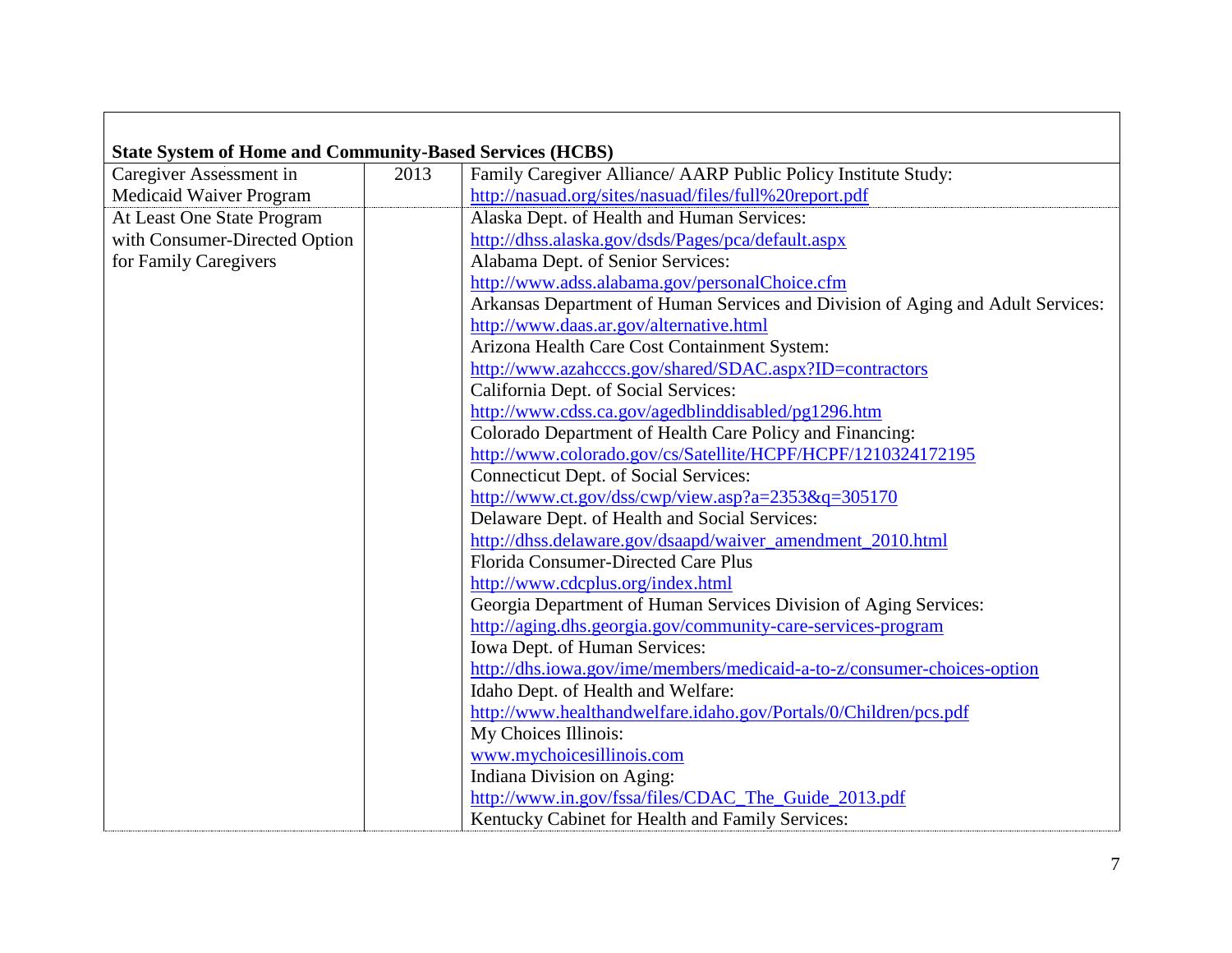**State System of Home and Community-Based Services (HCBS)**

| | | |
|---|---|---|
| Caregiver Assessment in Medicaid Waiver Program | 2013 | Family Caregiver Alliance/ AARP Public Policy Institute Study: http://nasuad.org/sites/nasuad/files/full%20report.pdf |
| At Least One State Program with Consumer-Directed Option for Family Caregivers | | Alaska Dept. of Health and Human Services: http://dhss.alaska.gov/dsds/Pages/pca/default.aspx<br>Alabama Dept. of Senior Services: http://www.adss.alabama.gov/personalChoice.cfm<br>Arkansas Department of Human Services and Division of Aging and Adult Services: http://www.daas.ar.gov/alternative.html<br>Arizona Health Care Cost Containment System: http://www.azahcccs.gov/shared/SDAC.aspx?ID=contractors<br>California Dept. of Social Services: http://www.cdss.ca.gov/agedblinddisabled/pg1296.htm<br>Colorado Department of Health Care Policy and Financing: http://www.colorado.gov/cs/Satellite/HCPF/HCPF/1210324172195<br>Connecticut Dept. of Social Services: http://www.ct.gov/dss/cwp/view.asp?a=2353&q=305170<br>Delaware Dept. of Health and Social Services: http://dhss.delaware.gov/dsaapd/waiver_amendment_2010.html<br>Florida Consumer-Directed Care Plus http://www.cdcplus.org/index.html<br>Georgia Department of Human Services Division of Aging Services: http://aging.dhs.georgia.gov/community-care-services-program<br>Iowa Dept. of Human Services: http://dhs.iowa.gov/ime/members/medicaid-a-to-z/consumer-choices-option<br>Idaho Dept. of Health and Welfare: http://www.healthandwelfare.idaho.gov/Portals/0/Children/pcs.pdf<br>My Choices Illinois: www.mychoicesillinois.com<br>Indiana Division on Aging: http://www.in.gov/fssa/files/CDAC_The_Guide_2013.pdf<br>Kentucky Cabinet for Health and Family Services: |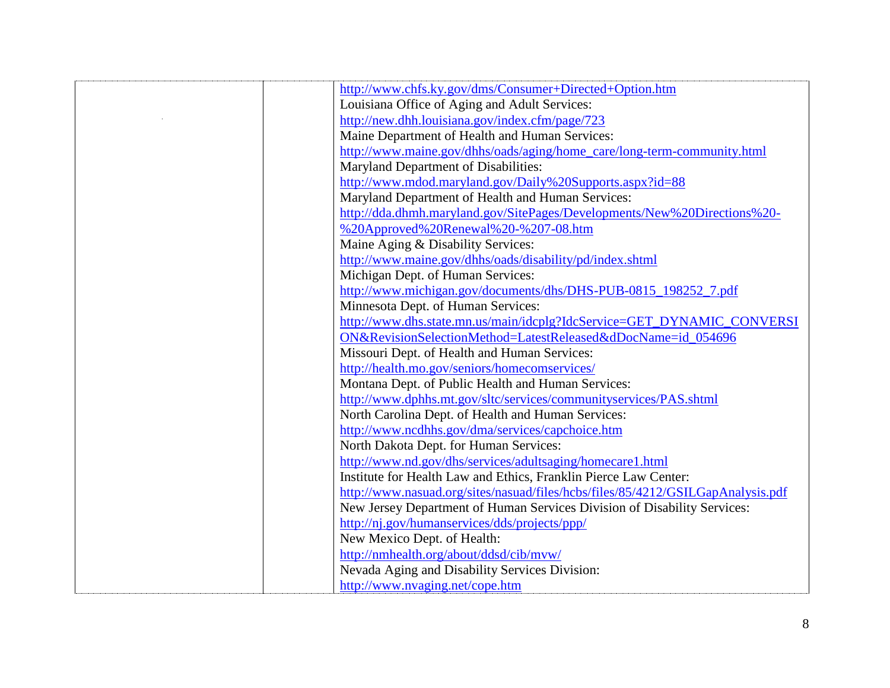| | | |
|---|---|---|
| | | http://www.chfs.ky.gov/dms/Consumer+Directed+Option.htm<br>Louisiana Office of Aging and Adult Services:<br>http://new.dhh.louisiana.gov/index.cfm/page/723<br>Maine Department of Health and Human Services:<br>http://www.maine.gov/dhhs/oads/aging/home_care/long-term-community.html<br>Maryland Department of Disabilities:<br>http://www.mdod.maryland.gov/Daily%20Supports.aspx?id=88<br>Maryland Department of Health and Human Services:<br>http://dda.dhmh.maryland.gov/SitePages/Developments/New%20Directions%20-%20Approved%20Renewal%20-%207-08.htm<br>Maine Aging & Disability Services:<br>http://www.maine.gov/dhhs/oads/disability/pd/index.shtml<br>Michigan Dept. of Human Services:<br>http://www.michigan.gov/documents/dhs/DHS-PUB-0815_198252_7.pdf<br>Minnesota Dept. of Human Services:<br>http://www.dhs.state.mn.us/main/idcplg?IdcService=GET_DYNAMIC_CONVERSION&RevisionSelectionMethod=LatestReleased&dDocName=id_054696<br>Missouri Dept. of Health and Human Services:<br>http://health.mo.gov/seniors/homecomservices/<br>Montana Dept. of Public Health and Human Services:<br>http://www.dphhs.mt.gov/sltc/services/communityservices/PAS.shtml<br>North Carolina Dept. of Health and Human Services:<br>http://www.ncdhhs.gov/dma/services/capchoice.htm<br>North Dakota Dept. for Human Services:<br>http://www.nd.gov/dhs/services/adultsaging/homecare1.html<br>Institute for Health Law and Ethics, Franklin Pierce Law Center:<br>http://www.nasuad.org/sites/nasuad/files/hcbs/files/85/4212/GSILGapAnalysis.pdf<br>New Jersey Department of Human Services Division of Disability Services:<br>http://nj.gov/humanservices/dds/projects/ppp/<br>New Mexico Dept. of Health:<br>http://nmhealth.org/about/ddsd/cib/mvw/<br>Nevada Aging and Disability Services Division:<br>http://www.nvaging.net/cope.htm |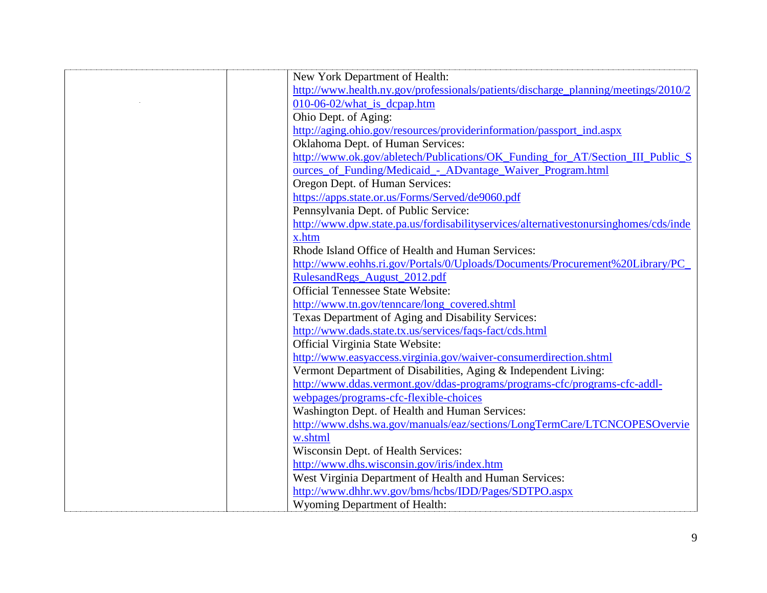| | | |
|---|---|---|
| | | New York Department of Health: http://www.health.ny.gov/professionals/patients/discharge_planning/meetings/2010/2010-06-02/what_is_dcpap.htm<br>Ohio Dept. of Aging: http://aging.ohio.gov/resources/providerinformation/passport_ind.aspx<br>Oklahoma Dept. of Human Services: http://www.ok.gov/abletech/Publications/OK_Funding_for_AT/Section_III_Public_Sources_of_Funding/Medicaid_-_ADvantage_Waiver_Program.html<br>Oregon Dept. of Human Services: https://apps.state.or.us/Forms/Served/de9060.pdf<br>Pennsylvania Dept. of Public Service: http://www.dpw.state.pa.us/fordisabilityservices/alternativestonursinghomes/cds/index.htm<br>Rhode Island Office of Health and Human Services: http://www.eohhs.ri.gov/Portals/0/Uploads/Documents/Procurement%20Library/PC_RulesandRegs_August_2012.pdf<br>Official Tennessee State Website: http://www.tn.gov/tenncare/long_covered.shtml<br>Texas Department of Aging and Disability Services: http://www.dads.state.tx.us/services/faqs-fact/cds.html<br>Official Virginia State Website: http://www.easyaccess.virginia.gov/waiver-consumerdirection.shtml<br>Vermont Department of Disabilities, Aging & Independent Living: http://www.ddas.vermont.gov/ddas-programs/programs-cfc/programs-cfc-addl-webpages/programs-cfc-flexible-choices<br>Washington Dept. of Health and Human Services: http://www.dshs.wa.gov/manuals/eaz/sections/LongTermCare/LTCNCOPESOverview.shtml<br>Wisconsin Dept. of Health Services: http://www.dhs.wisconsin.gov/iris/index.htm<br>West Virginia Department of Health and Human Services: http://www.dhhr.wv.gov/bms/hcbs/IDD/Pages/SDTPO.aspx<br>Wyoming Department of Health: |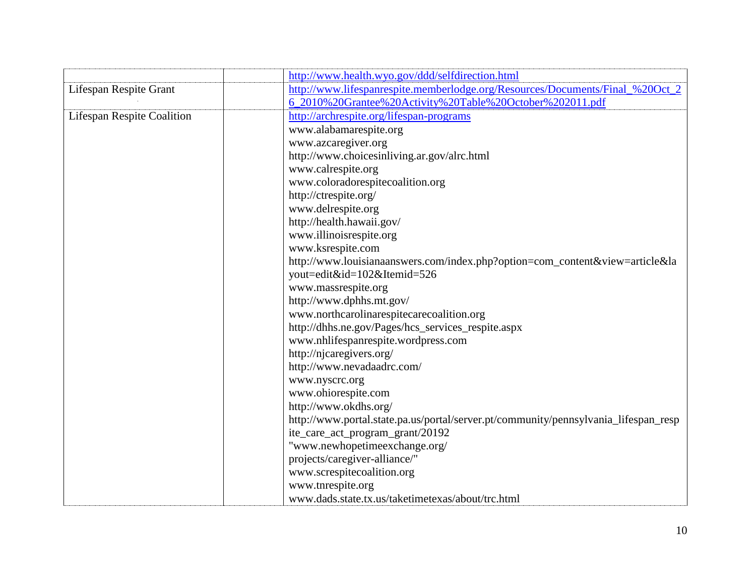| | | |
|---|---|---|
| | | http://www.health.wyo.gov/ddd/selfdirection.html |
| Lifespan Respite Grant | | http://www.lifespanrespite.memberlodge.org/Resources/Documents/Final_%20Oct_26_2010%20Grantee%20Activity%20Table%20October%202011.pdf |
| Lifespan Respite Coalition | | http://archrespite.org/lifespan-programs<br>www.alabamarespite.org<br>www.azcaregiver.org<br>http://www.choicesinliving.ar.gov/alrc.html<br>www.calrespite.org<br>www.coloradorespitecoalition.org<br>http://ctrespite.org/<br>www.delrespite.org<br>http://health.hawaii.gov/<br>www.illinoisrespite.org<br>www.ksrespite.com<br>http://www.louisianaanswers.com/index.php?option=com_content&view=article&layout=edit&id=102&Itemid=526<br>www.massrespite.org<br>http://www.dphhs.mt.gov/<br>www.northcarolinarespitecarecoalition.org<br>http://dhhs.ne.gov/Pages/hcs_services_respite.aspx<br>www.nhlifespanrespite.wordpress.com<br>http://njcaregivers.org/<br>http://www.nevadaadrc.com/<br>www.nyscrc.org<br>www.ohiorespite.com<br>http://www.okdhs.org/<br>http://www.portal.state.pa.us/portal/server.pt/community/pennsylvania_lifespan_respite_care_act_program_grant/20192<br>"www.newhopetimeexchange.org/<br>projects/caregiver-alliance/"<br>www.screspitecoalition.org<br>www.tnrespite.org<br>www.dads.state.tx.us/taketimetexas/about/trc.html |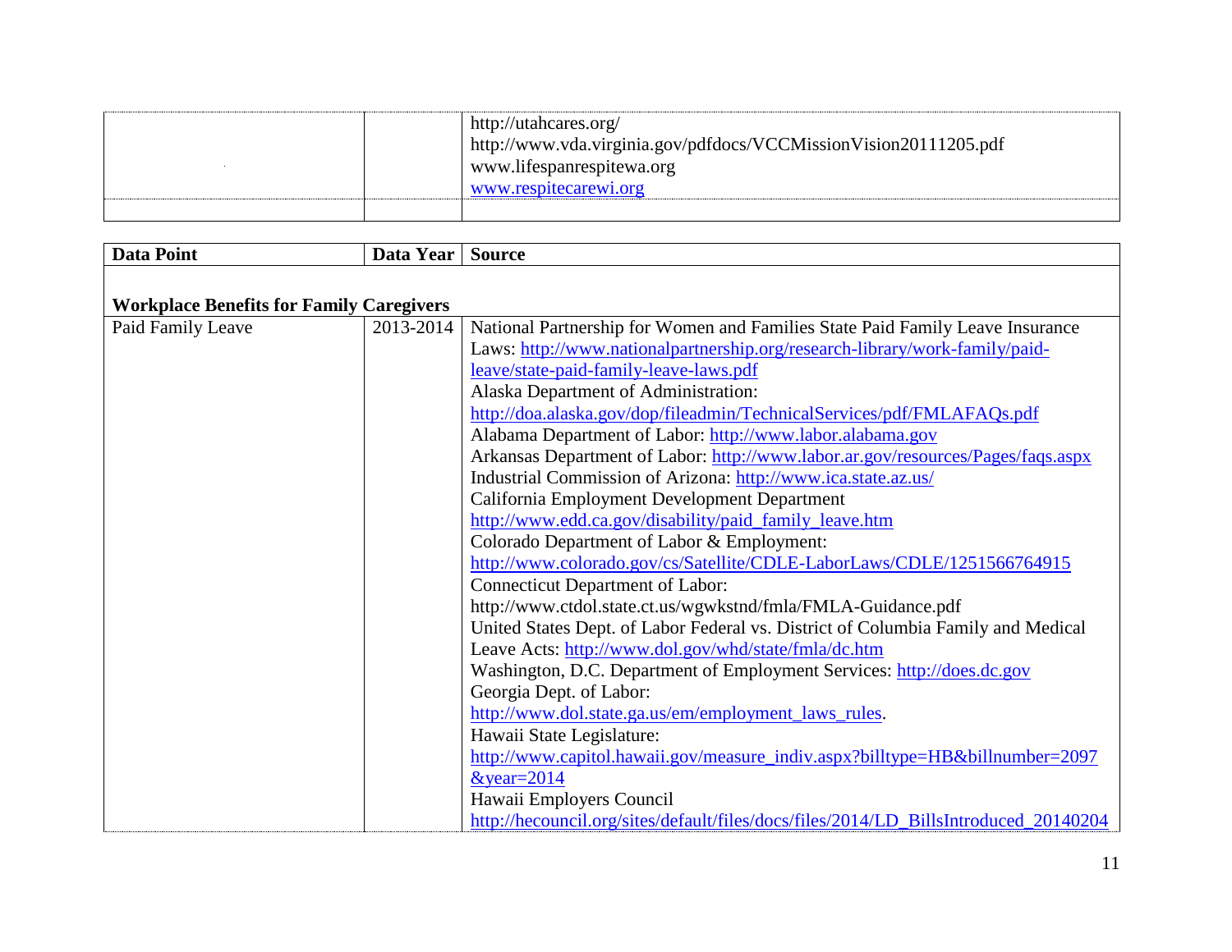| | | |
|---|---|---|
| | | http://utahcares.org/<br>http://www.vda.virginia.gov/pdfdocs/VCCMissionVision20111205.pdf<br>www.lifespanrespitewa.org<br>www.respitecarewi.org |
| | | |

| **Data Point** | **Data Year** | **Source** |
|---|---|---|
| **Workplace Benefits for Family Caregivers** | | |
| Paid Family Leave | 2013-2014 | National Partnership for Women and Families State Paid Family Leave Insurance Laws: http://www.nationalpartnership.org/research-library/work-family/paid-leave/state-paid-family-leave-laws.pdf<br>Alaska Department of Administration: http://doa.alaska.gov/dop/fileadmin/TechnicalServices/pdf/FMLAFAQs.pdf<br>Alabama Department of Labor: http://www.labor.alabama.gov<br>Arkansas Department of Labor: http://www.labor.ar.gov/resources/Pages/faqs.aspx<br>Industrial Commission of Arizona: http://www.ica.state.az.us/<br>California Employment Development Department http://www.edd.ca.gov/disability/paid_family_leave.htm<br>Colorado Department of Labor & Employment: http://www.colorado.gov/cs/Satellite/CDLE-LaborLaws/CDLE/1251566764915<br>Connecticut Department of Labor: http://www.ctdol.state.ct.us/wgwkstnd/fmla/FMLA-Guidance.pdf<br>United States Dept. of Labor Federal vs. District of Columbia Family and Medical Leave Acts: http://www.dol.gov/whd/state/fmla/dc.htm<br>Washington, D.C. Department of Employment Services: http://does.dc.gov<br>Georgia Dept. of Labor: http://www.dol.state.ga.us/em/employment_laws_rules.<br>Hawaii State Legislature: http://www.capitol.hawaii.gov/measure_indiv.aspx?billtype=HB&billnumber=2097&year=2014<br>Hawaii Employers Council http://hecouncil.org/sites/default/files/docs/files/2014/LD_BillsIntroduced_20140204 |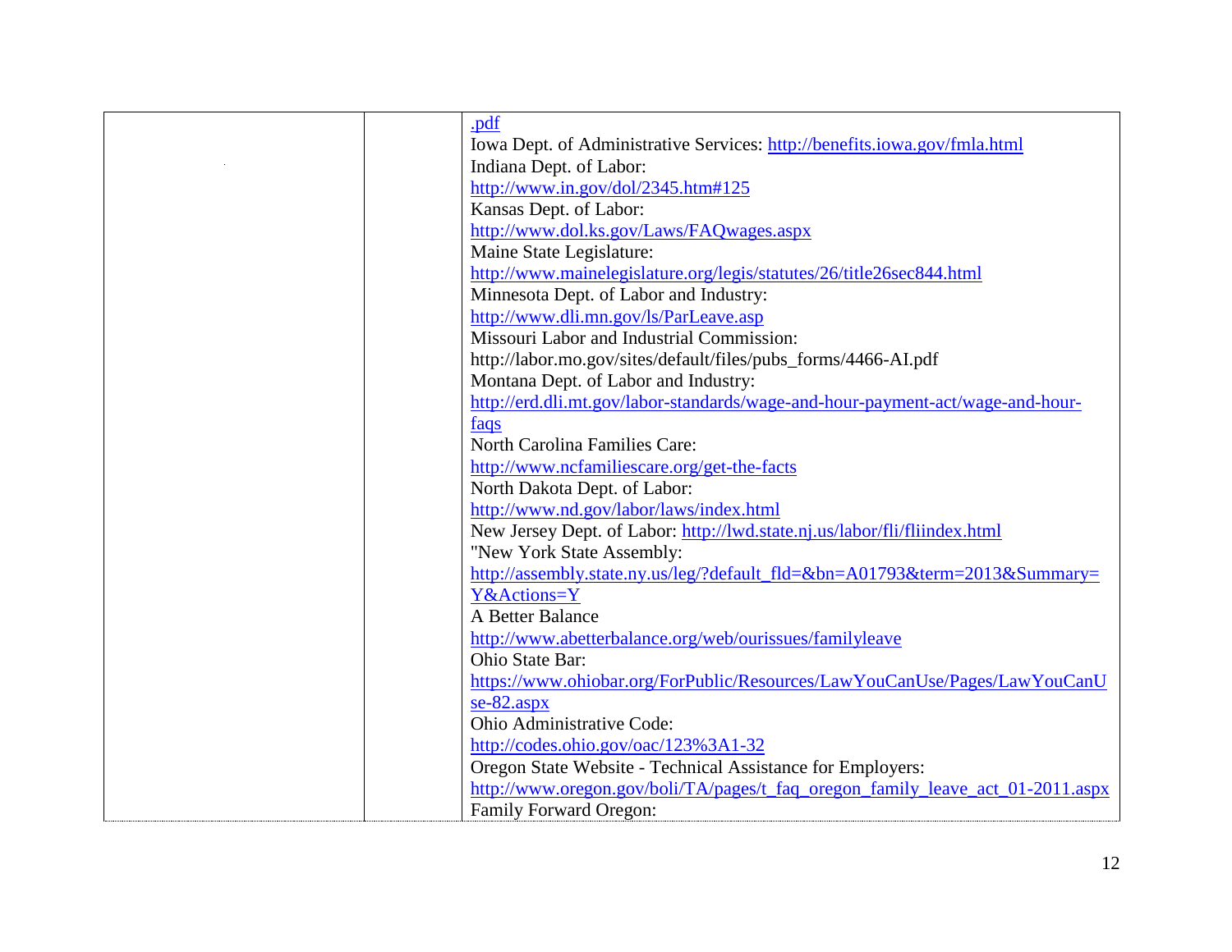| | | .pdf<br>Iowa Dept. of Administrative Services: http://benefits.iowa.gov/fmla.html<br>Indiana Dept. of Labor:<br>http://www.in.gov/dol/2345.htm#125<br>Kansas Dept. of Labor:<br>http://www.dol.ks.gov/Laws/FAQwages.aspx<br>Maine State Legislature:<br>http://www.mainelegislature.org/legis/statutes/26/title26sec844.html<br>Minnesota Dept. of Labor and Industry:<br>http://www.dli.mn.gov/ls/ParLeave.asp<br>Missouri Labor and Industrial Commission:<br>http://labor.mo.gov/sites/default/files/pubs_forms/4466-AI.pdf<br>Montana Dept. of Labor and Industry:<br>http://erd.dli.mt.gov/labor-standards/wage-and-hour-payment-act/wage-and-hour-faqs<br>North Carolina Families Care:<br>http://www.ncfamiliescare.org/get-the-facts<br>North Dakota Dept. of Labor:<br>http://www.nd.gov/labor/laws/index.html<br>New Jersey Dept. of Labor: http://lwd.state.nj.us/labor/fli/fliindex.html<br>"New York State Assembly:<br>http://assembly.state.ny.us/leg/?default_fld=&bn=A01793&term=2013&Summary=Y&Actions=Y<br>A Better Balance<br>http://www.abetterbalance.org/web/ourissues/familyleave<br>Ohio State Bar:<br>https://www.ohiobar.org/ForPublic/Resources/LawYouCanUse/Pages/LawYouCanUse-82.aspx<br>Ohio Administrative Code:<br>http://codes.ohio.gov/oac/123%3A1-32<br>Oregon State Website - Technical Assistance for Employers:<br>http://www.oregon.gov/boli/TA/pages/t_faq_oregon_family_leave_act_01-2011.aspx<br>Family Forward Oregon: |
|---|---|---|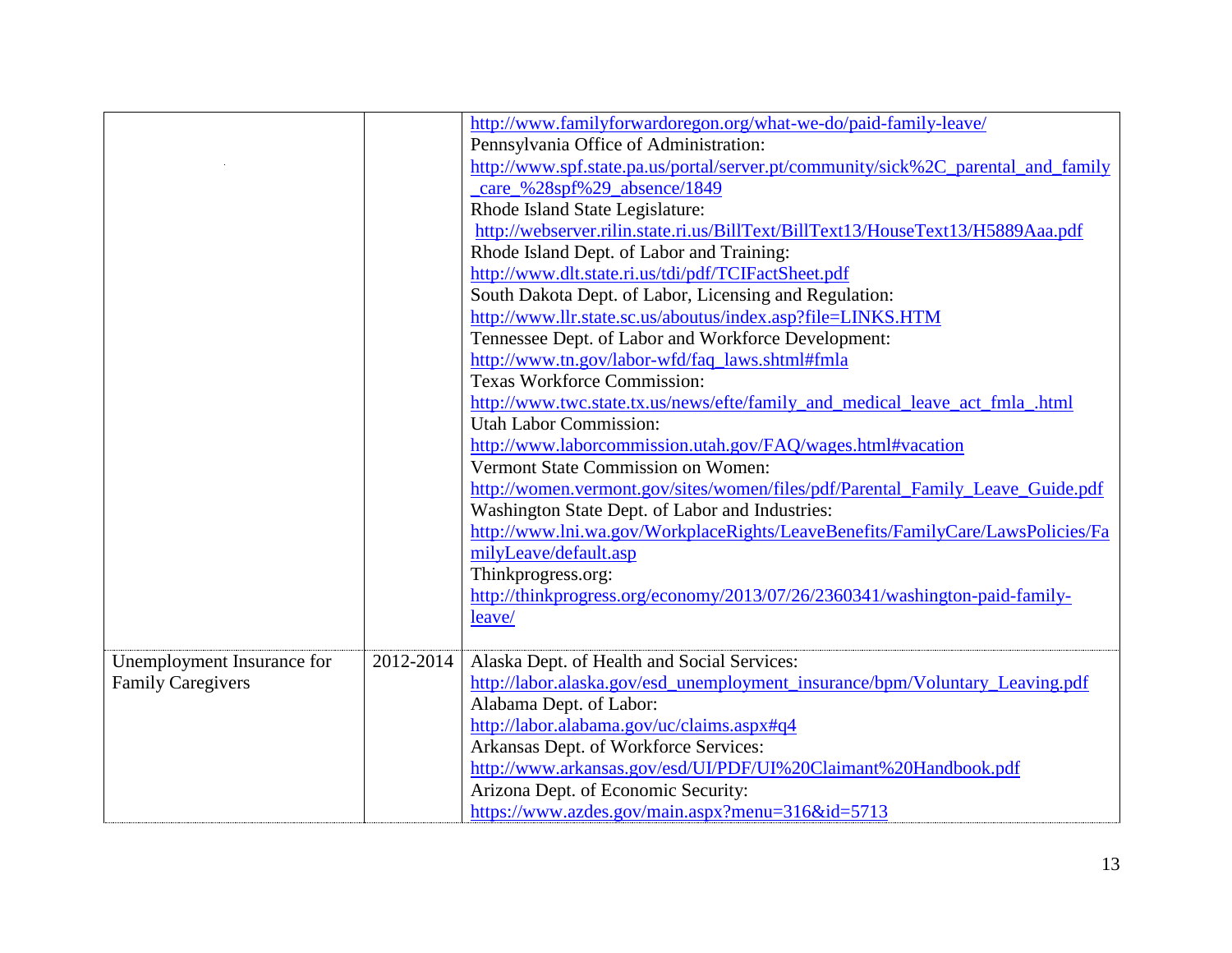| | | |
|---|---|---|
| | | http://www.familyforwardoregon.org/what-we-do/paid-family-leave/<br>Pennsylvania Office of Administration:<br>http://www.spf.state.pa.us/portal/server.pt/community/sick%2C_parental_and_family_care_%28spf%29_absence/1849<br>Rhode Island State Legislature:<br>http://webserver.rilin.state.ri.us/BillText/BillText13/HouseText13/H5889Aaa.pdf<br>Rhode Island Dept. of Labor and Training:<br>http://www.dlt.state.ri.us/tdi/pdf/TCIFactSheet.pdf<br>South Dakota Dept. of Labor, Licensing and Regulation:<br>http://www.llr.state.sc.us/aboutus/index.asp?file=LINKS.HTM<br>Tennessee Dept. of Labor and Workforce Development:<br>http://www.tn.gov/labor-wfd/faq_laws.shtml#fmla<br>Texas Workforce Commission:<br>http://www.twc.state.tx.us/news/efte/family_and_medical_leave_act_fmla_.html<br>Utah Labor Commission:<br>http://www.laborcommission.utah.gov/FAQ/wages.html#vacation<br>Vermont State Commission on Women:<br>http://women.vermont.gov/sites/women/files/pdf/Parental_Family_Leave_Guide.pdf<br>Washington State Dept. of Labor and Industries:<br>http://www.lni.wa.gov/WorkplaceRights/LeaveBenefits/FamilyCare/LawsPolicies/FamilyLeave/default.asp<br>Thinkprogress.org:<br>http://thinkprogress.org/economy/2013/07/26/2360341/washington-paid-family-leave/ |
| Unemployment Insurance for Family Caregivers | 2012-2014 | Alaska Dept. of Health and Social Services:<br>http://labor.alaska.gov/esd_unemployment_insurance/bpm/Voluntary_Leaving.pdf<br>Alabama Dept. of Labor:<br>http://labor.alabama.gov/uc/claims.aspx#q4<br>Arkansas Dept. of Workforce Services:<br>http://www.arkansas.gov/esd/UI/PDF/UI%20Claimant%20Handbook.pdf<br>Arizona Dept. of Economic Security:<br>https://www.azdes.gov/main.aspx?menu=316&id=5713 |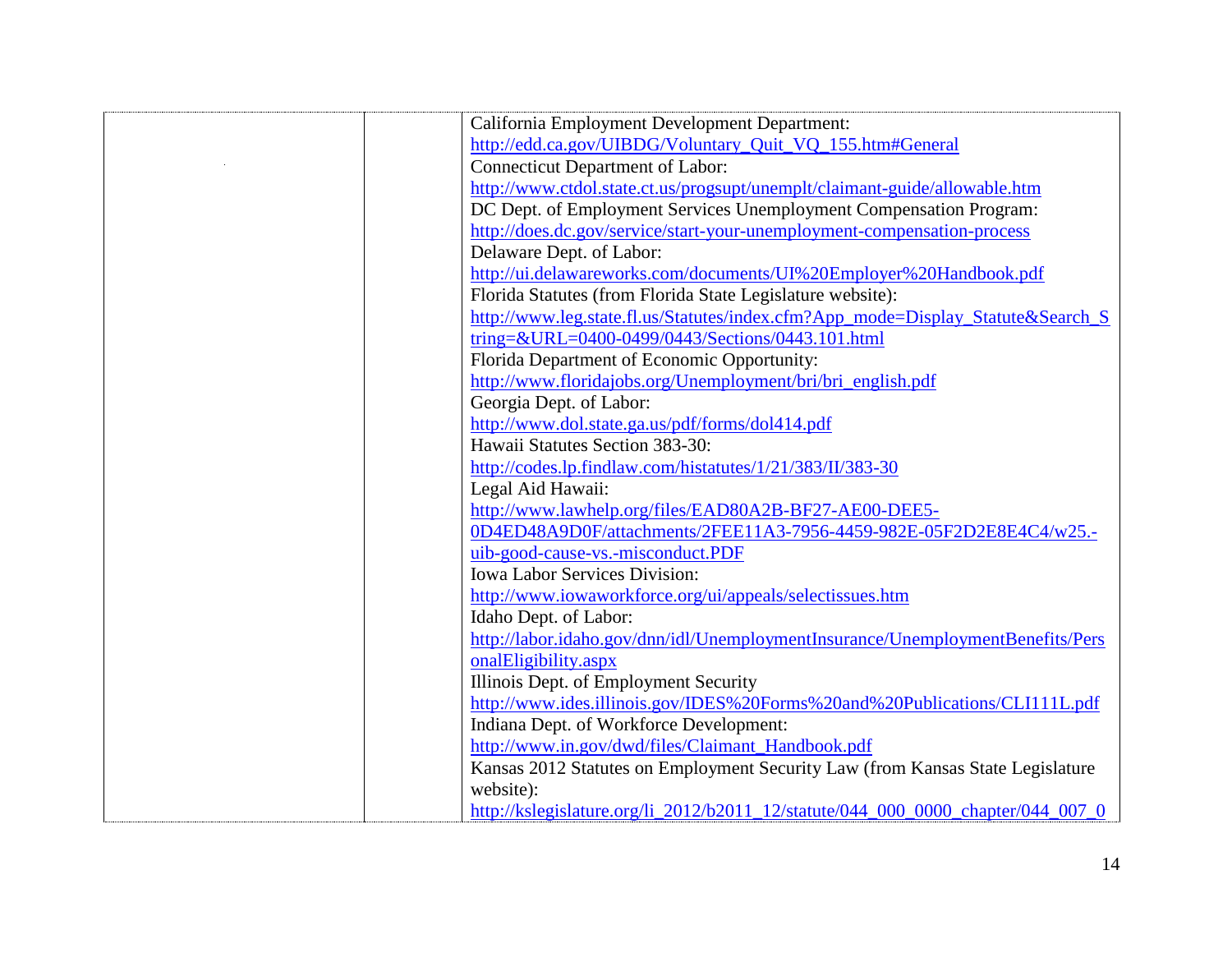| | | |
|---|---|---|
| | | California Employment Development Department: http://edd.ca.gov/UIBDG/Voluntary_Quit_VQ_155.htm#General<br>Connecticut Department of Labor: http://www.ctdol.state.ct.us/progsupt/unemplt/claimant-guide/allowable.htm<br>DC Dept. of Employment Services Unemployment Compensation Program: http://does.dc.gov/service/start-your-unemployment-compensation-process<br>Delaware Dept. of Labor: http://ui.delawareworks.com/documents/UI%20Employer%20Handbook.pdf<br>Florida Statutes (from Florida State Legislature website): http://www.leg.state.fl.us/Statutes/index.cfm?App_mode=Display_Statute&Search_String=&URL=0400-0499/0443/Sections/0443.101.html<br>Florida Department of Economic Opportunity: http://www.floridajobs.org/Unemployment/bri/bri_english.pdf<br>Georgia Dept. of Labor: http://www.dol.state.ga.us/pdf/forms/dol414.pdf<br>Hawaii Statutes Section 383-30: http://codes.lp.findlaw.com/histatutes/1/21/383/II/383-30<br>Legal Aid Hawaii: http://www.lawhelp.org/files/EAD80A2B-BF27-AE00-DEE5-0D4ED48A9D0F/attachments/2FEE11A3-7956-4459-982E-05F2D2E8E4C4/w25.-uib-good-cause-vs.-misconduct.PDF<br>Iowa Labor Services Division: http://www.iowaworkforce.org/ui/appeals/selectissues.htm<br>Idaho Dept. of Labor: http://labor.idaho.gov/dnn/idl/UnemploymentInsurance/UnemploymentBenefits/PersonalEligibility.aspx<br>Illinois Dept. of Employment Security http://www.ides.illinois.gov/IDES%20Forms%20and%20Publications/CLI111L.pdf<br>Indiana Dept. of Workforce Development: http://www.in.gov/dwd/files/Claimant_Handbook.pdf<br>Kansas 2012 Statutes on Employment Security Law (from Kansas State Legislature website): http://kslegislature.org/li_2012/b2011_12/statute/044_000_0000_chapter/044_007_0 |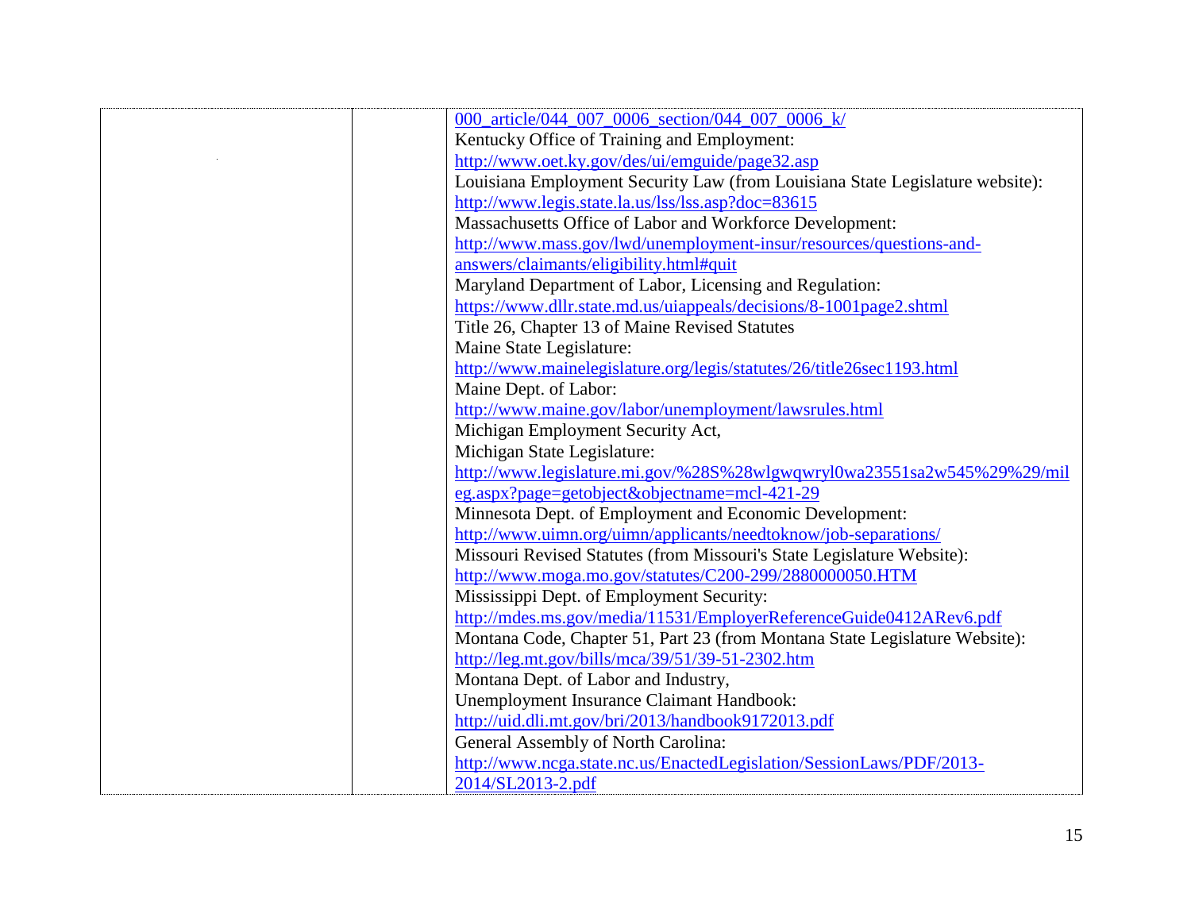|  |  | 000_article/044_007_0006_section/044_007_0006_k/<br>Kentucky Office of Training and Employment:<br>http://www.oet.ky.gov/des/ui/emguide/page32.asp<br>Louisiana Employment Security Law (from Louisiana State Legislature website):<br>http://www.legis.state.la.us/lss/lss.asp?doc=83615<br>Massachusetts Office of Labor and Workforce Development:<br>http://www.mass.gov/lwd/unemployment-insur/resources/questions-and-answers/claimants/eligibility.html#quit<br>Maryland Department of Labor, Licensing and Regulation:<br>https://www.dllr.state.md.us/uiappeals/decisions/8-1001page2.shtml<br>Title 26, Chapter 13 of Maine Revised Statutes<br>Maine State Legislature:<br>http://www.mainelegislature.org/legis/statutes/26/title26sec1193.html<br>Maine Dept. of Labor:<br>http://www.maine.gov/labor/unemployment/lawsrules.html<br>Michigan Employment Security Act,<br>Michigan State Legislature:<br>http://www.legislature.mi.gov/%28S%28wlgwqwryl0wa23551sa2w545%29%29/mileg.aspx?page=getobject&objectname=mcl-421-29<br>Minnesota Dept. of Employment and Economic Development:<br>http://www.uimn.org/uimn/applicants/needtoknow/job-separations/<br>Missouri Revised Statutes (from Missouri's State Legislature Website):<br>http://www.moga.mo.gov/statutes/C200-299/2880000050.HTM<br>Mississippi Dept. of Employment Security:<br>http://mdes.ms.gov/media/11531/EmployerReferenceGuide0412ARev6.pdf<br>Montana Code, Chapter 51, Part 23 (from Montana State Legislature Website):<br>http://leg.mt.gov/bills/mca/39/51/39-51-2302.htm<br>Montana Dept. of Labor and Industry,<br>Unemployment Insurance Claimant Handbook:<br>http://uid.dli.mt.gov/bri/2013/handbook9172013.pdf<br>General Assembly of North Carolina:<br>http://www.ncga.state.nc.us/EnactedLegislation/SessionLaws/PDF/2013-2014/SL2013-2.pdf |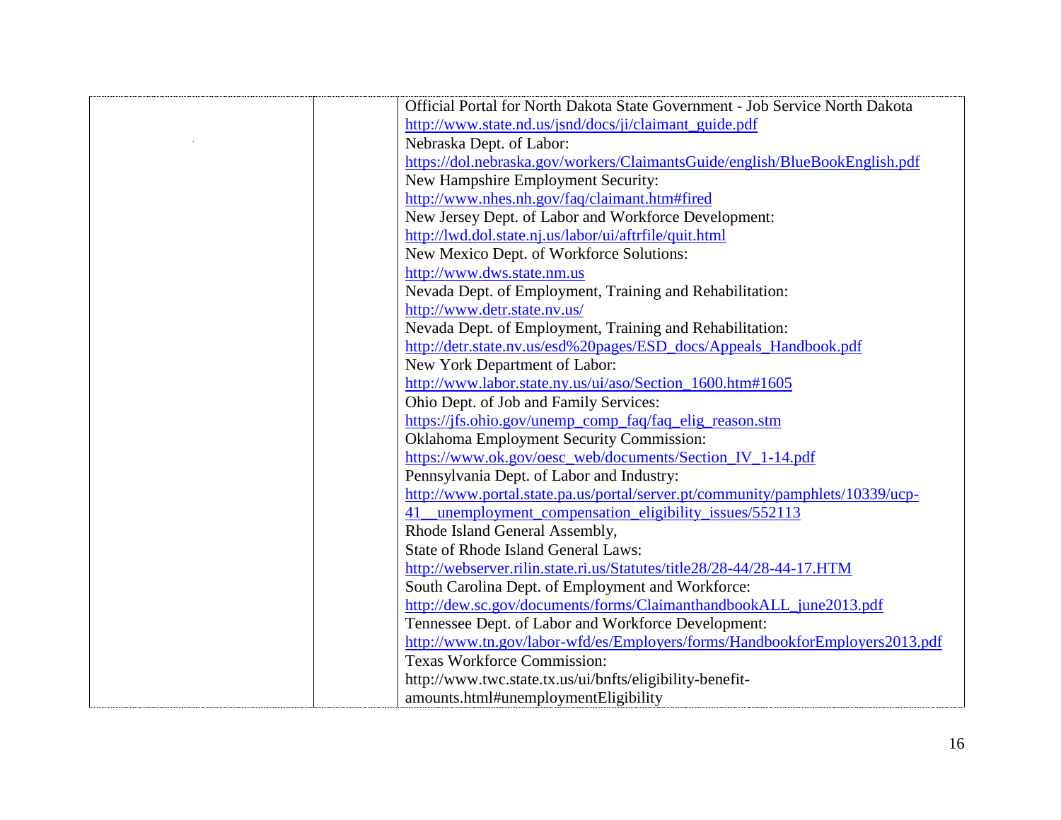| | | |
|---|---|---|
| | | Official Portal for North Dakota State Government - Job Service North Dakota<br>http://www.state.nd.us/jsnd/docs/ji/claimant_guide.pdf<br>Nebraska Dept. of Labor:<br>https://dol.nebraska.gov/workers/ClaimantsGuide/english/BlueBookEnglish.pdf<br>New Hampshire Employment Security:<br>http://www.nhes.nh.gov/faq/claimant.htm#fired<br>New Jersey Dept. of Labor and Workforce Development:<br>http://lwd.dol.state.nj.us/labor/ui/aftrfile/quit.html<br>New Mexico Dept. of Workforce Solutions:<br>http://www.dws.state.nm.us<br>Nevada Dept. of Employment, Training and Rehabilitation:<br>http://www.detr.state.nv.us/<br>Nevada Dept. of Employment, Training and Rehabilitation:<br>http://detr.state.nv.us/esd%20pages/ESD_docs/Appeals_Handbook.pdf<br>New York Department of Labor:<br>http://www.labor.state.ny.us/ui/aso/Section_1600.htm#1605<br>Ohio Dept. of Job and Family Services:<br>https://jfs.ohio.gov/unemp_comp_faq/faq_elig_reason.stm<br>Oklahoma Employment Security Commission:<br>https://www.ok.gov/oesc_web/documents/Section_IV_1-14.pdf<br>Pennsylvania Dept. of Labor and Industry:<br>http://www.portal.state.pa.us/portal/server.pt/community/pamphlets/10339/ucp-41__unemployment_compensation_eligibility_issues/552113<br>Rhode Island General Assembly,<br>State of Rhode Island General Laws:<br>http://webserver.rilin.state.ri.us/Statutes/title28/28-44/28-44-17.HTM<br>South Carolina Dept. of Employment and Workforce:<br>http://dew.sc.gov/documents/forms/ClaimanthandbookALL_june2013.pdf<br>Tennessee Dept. of Labor and Workforce Development:<br>http://www.tn.gov/labor-wfd/es/Employers/forms/HandbookforEmployers2013.pdf<br>Texas Workforce Commission:<br>http://www.twc.state.tx.us/ui/bnfts/eligibility-benefit-amounts.html#unemploymentEligibility |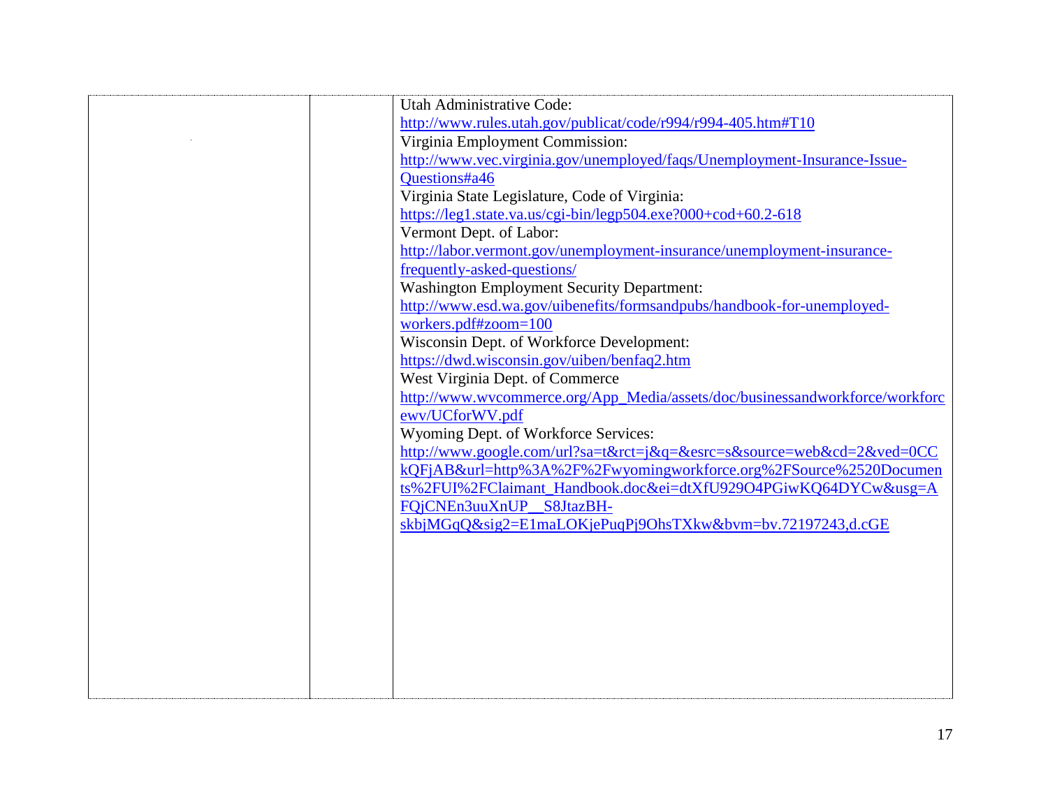| | | |
|---|---|---|
| | | Utah Administrative Code: http://www.rules.utah.gov/publicat/code/r994/r994-405.htm#T10<br>Virginia Employment Commission: http://www.vec.virginia.gov/unemployed/faqs/Unemployment-Insurance-Issue-Questions#a46<br>Virginia State Legislature, Code of Virginia: https://leg1.state.va.us/cgi-bin/legp504.exe?000+cod+60.2-618<br>Vermont Dept. of Labor: http://labor.vermont.gov/unemployment-insurance/unemployment-insurance-frequently-asked-questions/<br>Washington Employment Security Department: http://www.esd.wa.gov/uibenefits/formsandpubs/handbook-for-unemployed-workers.pdf#zoom=100<br>Wisconsin Dept. of Workforce Development: https://dwd.wisconsin.gov/uiben/benfaq2.htm<br>West Virginia Dept. of Commerce http://www.wvcommerce.org/App_Media/assets/doc/businessandworkforce/workforcewv/UCforWV.pdf<br>Wyoming Dept. of Workforce Services: http://www.google.com/url?sa=t&rct=j&q=&esrc=s&source=web&cd=2&ved=0CCkQFjAB&url=http%3A%2F%2Fwyomingworkforce.org%2FSource%2520Documents%2FUI%2FClaimant_Handbook.doc&ei=dtXfU929O4PGiwKQ64DYCw&usg=AFQjCNEn3uuXnUP__S8JtazBH-skbjMGqQ&sig2=E1maLOKjePuqPj9OhsTXkw&bvm=bv.72197243,d.cGE |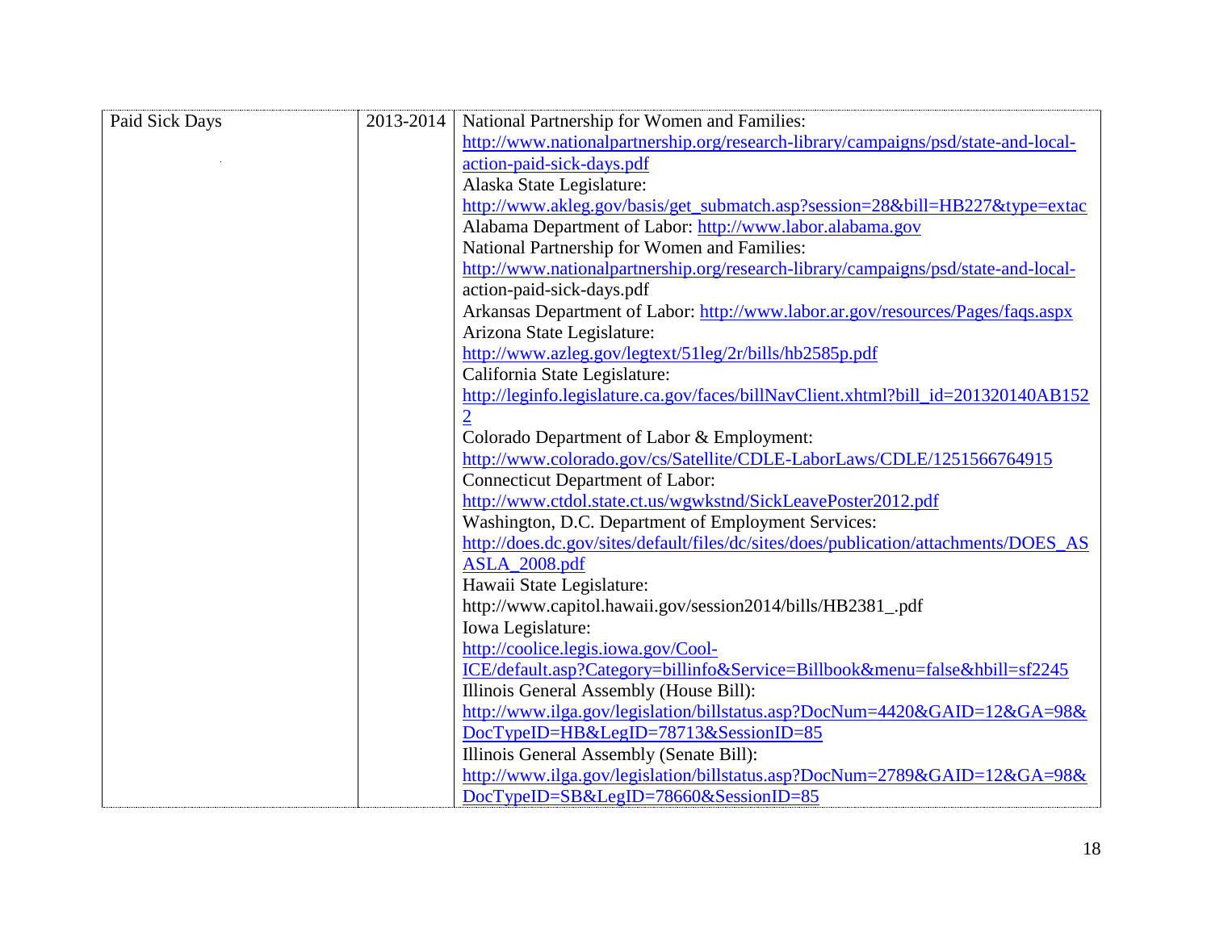| Paid Sick Days | 2013-2014 | National Partnership for Women and Families: http://www.nationalpartnership.org/research-library/campaigns/psd/state-and-local-action-paid-sick-days.pdf<br>Alaska State Legislature: http://www.akleg.gov/basis/get_submatch.asp?session=28&bill=HB227&type=extac<br>Alabama Department of Labor: http://www.labor.alabama.gov<br>National Partnership for Women and Families: http://www.nationalpartnership.org/research-library/campaigns/psd/state-and-local-action-paid-sick-days.pdf<br>Arkansas Department of Labor: http://www.labor.ar.gov/resources/Pages/faqs.aspx<br>Arizona State Legislature: http://www.azleg.gov/legtext/51leg/2r/bills/hb2585p.pdf<br>California State Legislature: http://leginfo.legislature.ca.gov/faces/billNavClient.xhtml?bill_id=201320140AB1522<br>Colorado Department of Labor & Employment: http://www.colorado.gov/cs/Satellite/CDLE-LaborLaws/CDLE/1251566764915<br>Connecticut Department of Labor: http://www.ctdol.state.ct.us/wgwkstnd/SickLeavePoster2012.pdf<br>Washington, D.C. Department of Employment Services: http://does.dc.gov/sites/default/files/dc/sites/does/publication/attachments/DOES_ASASLA_2008.pdf<br>Hawaii State Legislature: http://www.capitol.hawaii.gov/session2014/bills/HB2381_.pdf<br>Iowa Legislature: http://coolice.legis.iowa.gov/Cool-ICE/default.asp?Category=billinfo&Service=Billbook&menu=false&hbill=sf2245<br>Illinois General Assembly (House Bill): http://www.ilga.gov/legislation/billstatus.asp?DocNum=4420&GAID=12&GA=98&DocTypeID=HB&LegID=78713&SessionID=85<br>Illinois General Assembly (Senate Bill): http://www.ilga.gov/legislation/billstatus.asp?DocNum=2789&GAID=12&GA=98&DocTypeID=SB&LegID=78660&SessionID=85 |
|---|---|---|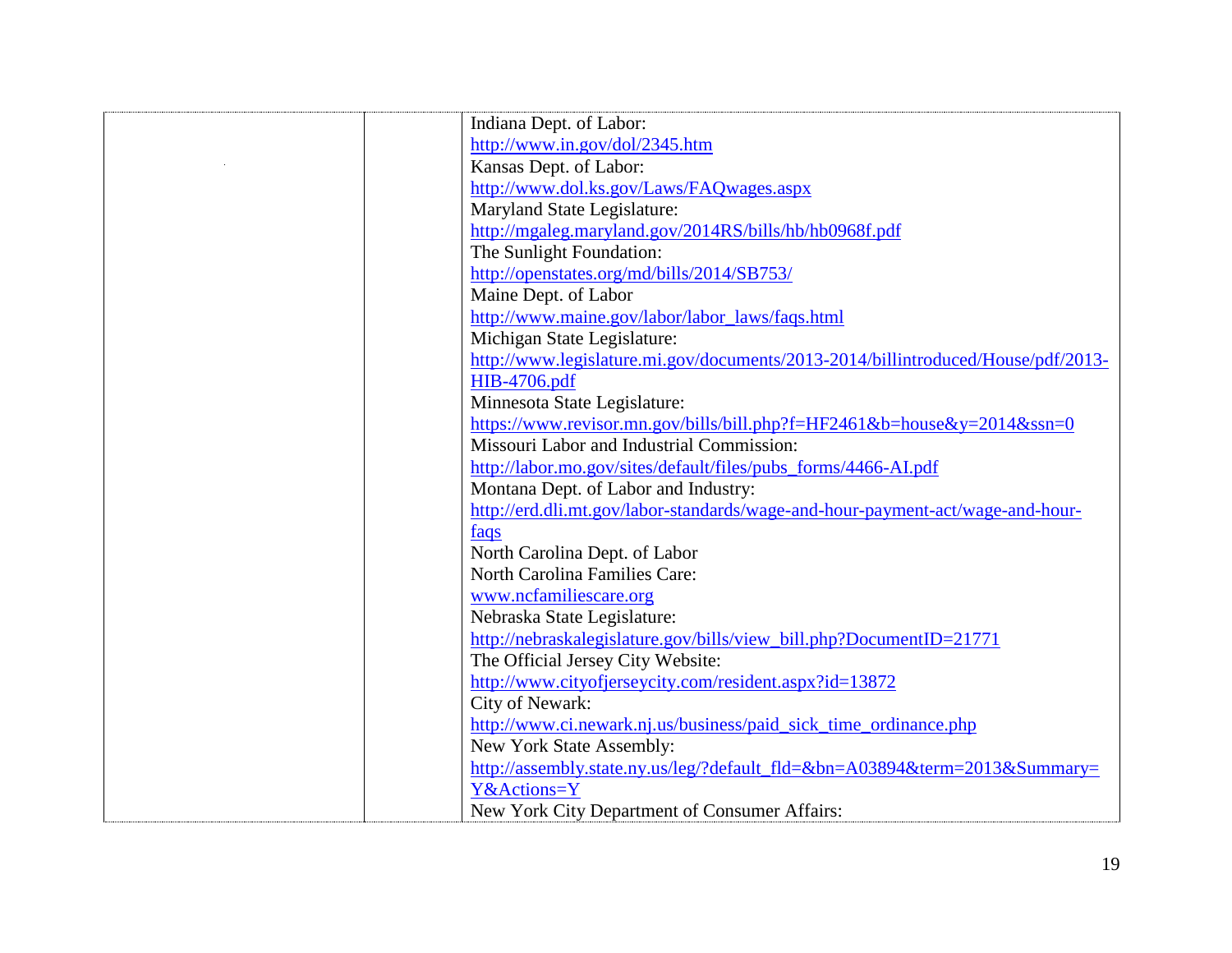| | | |
|---|---|---|
| | | Indiana Dept. of Labor:<br>http://www.in.gov/dol/2345.htm<br>Kansas Dept. of Labor:<br>http://www.dol.ks.gov/Laws/FAQwages.aspx<br>Maryland State Legislature:<br>http://mgaleg.maryland.gov/2014RS/bills/hb/hb0968f.pdf<br>The Sunlight Foundation:<br>http://openstates.org/md/bills/2014/SB753/<br>Maine Dept. of Labor<br>http://www.maine.gov/labor/labor_laws/faqs.html<br>Michigan State Legislature:<br>http://www.legislature.mi.gov/documents/2013-2014/billintroduced/House/pdf/2013-HIB-4706.pdf<br>Minnesota State Legislature:<br>https://www.revisor.mn.gov/bills/bill.php?f=HF2461&b=house&y=2014&ssn=0<br>Missouri Labor and Industrial Commission:<br>http://labor.mo.gov/sites/default/files/pubs_forms/4466-AI.pdf<br>Montana Dept. of Labor and Industry:<br>http://erd.dli.mt.gov/labor-standards/wage-and-hour-payment-act/wage-and-hour-faqs<br>North Carolina Dept. of Labor<br>North Carolina Families Care:<br>www.ncfamiliescare.org<br>Nebraska State Legislature:<br>http://nebraskalegislature.gov/bills/view_bill.php?DocumentID=21771<br>The Official Jersey City Website:<br>http://www.cityofjerseycity.com/resident.aspx?id=13872<br>City of Newark:<br>http://www.ci.newark.nj.us/business/paid_sick_time_ordinance.php<br>New York State Assembly:<br>http://assembly.state.ny.us/leg/?default_fld=&bn=A03894&term=2013&Summary=Y&Actions=Y<br>New York City Department of Consumer Affairs: |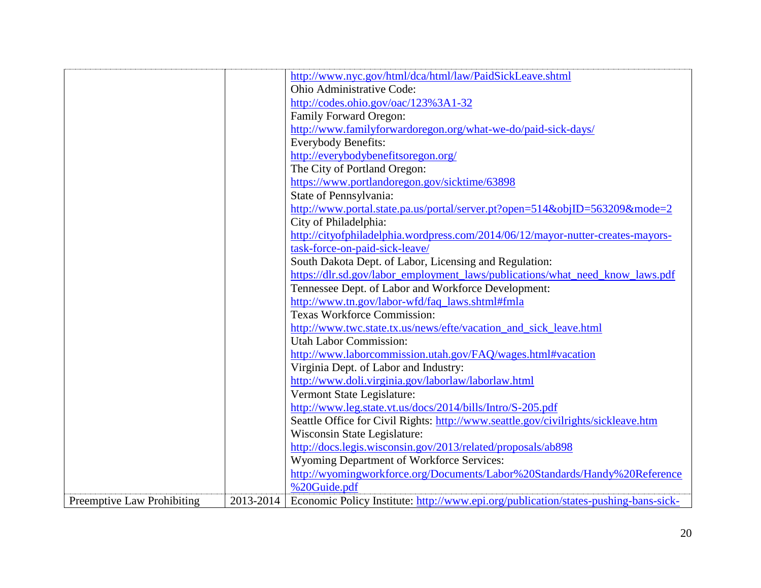| | | |
|---|---|---|
| | | http://www.nyc.gov/html/dca/html/law/PaidSickLeave.shtml<br>Ohio Administrative Code:<br>http://codes.ohio.gov/oac/123%3A1-32<br>Family Forward Oregon:<br>http://www.familyforwardoregon.org/what-we-do/paid-sick-days/<br>Everybody Benefits:<br>http://everybodybenefitsoregon.org/<br>The City of Portland Oregon:<br>https://www.portlandoregon.gov/sicktime/63898<br>State of Pennsylvania:<br>http://www.portal.state.pa.us/portal/server.pt?open=514&objID=563209&mode=2<br>City of Philadelphia:<br>http://cityofphiladelphia.wordpress.com/2014/06/12/mayor-nutter-creates-mayors-task-force-on-paid-sick-leave/<br>South Dakota Dept. of Labor, Licensing and Regulation:<br>https://dlr.sd.gov/labor_employment_laws/publications/what_need_know_laws.pdf<br>Tennessee Dept. of Labor and Workforce Development:<br>http://www.tn.gov/labor-wfd/faq_laws.shtml#fmla<br>Texas Workforce Commission:<br>http://www.twc.state.tx.us/news/efte/vacation_and_sick_leave.html<br>Utah Labor Commission:<br>http://www.laborcommission.utah.gov/FAQ/wages.html#vacation<br>Virginia Dept. of Labor and Industry:<br>http://www.doli.virginia.gov/laborlaw/laborlaw.html<br>Vermont State Legislature:<br>http://www.leg.state.vt.us/docs/2014/bills/Intro/S-205.pdf<br>Seattle Office for Civil Rights: http://www.seattle.gov/civilrights/sickleave.htm<br>Wisconsin State Legislature:<br>http://docs.legis.wisconsin.gov/2013/related/proposals/ab898<br>Wyoming Department of Workforce Services:<br>http://wyomingworkforce.org/Documents/Labor%20Standards/Handy%20Reference%20Guide.pdf |
| Preemptive Law Prohibiting | 2013-2014 | Economic Policy Institute: http://www.epi.org/publication/states-pushing-bans-sick- |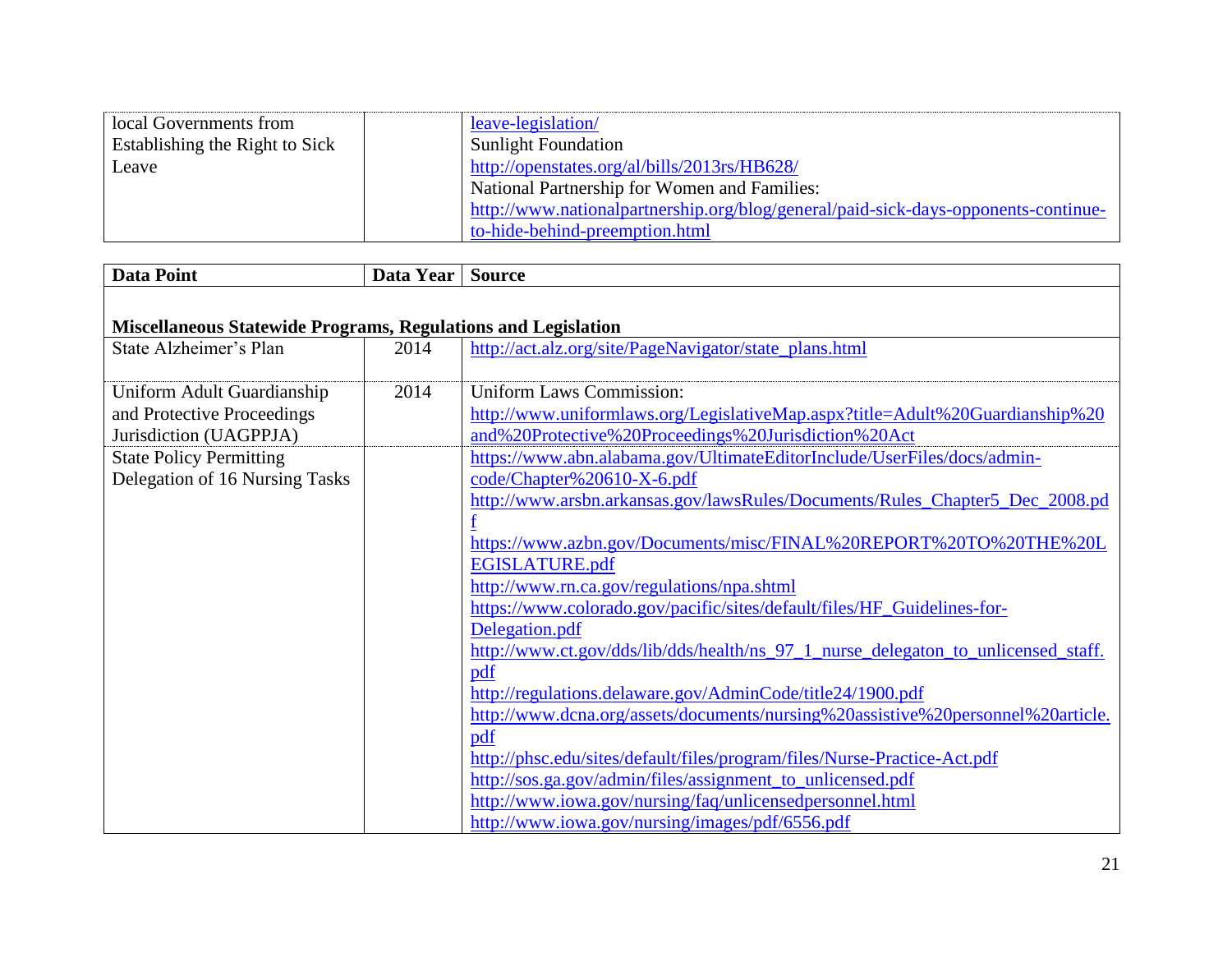| | | |
|---|---|---|
| local Governments from Establishing the Right to Sick Leave | | leave-legislation/<br>Sunlight Foundation<br>http://openstates.org/al/bills/2013rs/HB628/<br>National Partnership for Women and Families:<br>http://www.nationalpartnership.org/blog/general/paid-sick-days-opponents-continue-to-hide-behind-preemption.html |

| Data Point | Data Year | Source |
|---|---|---|
| **Miscellaneous Statewide Programs, Regulations and Legislation** | | |
| State Alzheimer's Plan | 2014 | http://act.alz.org/site/PageNavigator/state_plans.html |
| Uniform Adult Guardianship and Protective Proceedings Jurisdiction (UAGPPJA) | 2014 | Uniform Laws Commission:<br>http://www.uniformlaws.org/LegislativeMap.aspx?title=Adult%20Guardianship%20and%20Protective%20Proceedings%20Jurisdiction%20Act |
| State Policy Permitting Delegation of 16 Nursing Tasks | | https://www.abn.alabama.gov/UltimateEditorInclude/UserFiles/docs/admin-code/Chapter%20610-X-6.pdf<br>http://www.arsbn.arkansas.gov/lawsRules/Documents/Rules_Chapter5_Dec_2008.pdf<br>https://www.azbn.gov/Documents/misc/FINAL%20REPORT%20TO%20THE%20LEGISLATURE.pdf<br>http://www.rn.ca.gov/regulations/npa.shtml<br>https://www.colorado.gov/pacific/sites/default/files/HF_Guidelines-for-Delegation.pdf<br>http://www.ct.gov/dds/lib/dds/health/ns_97_1_nurse_delegaton_to_unlicensed_staff.pdf<br>http://regulations.delaware.gov/AdminCode/title24/1900.pdf<br>http://www.dcna.org/assets/documents/nursing%20assistive%20personnel%20article.pdf<br>http://phsc.edu/sites/default/files/program/files/Nurse-Practice-Act.pdf<br>http://sos.ga.gov/admin/files/assignment_to_unlicensed.pdf<br>http://www.iowa.gov/nursing/faq/unlicensedpersonnel.html<br>http://www.iowa.gov/nursing/images/pdf/6556.pdf |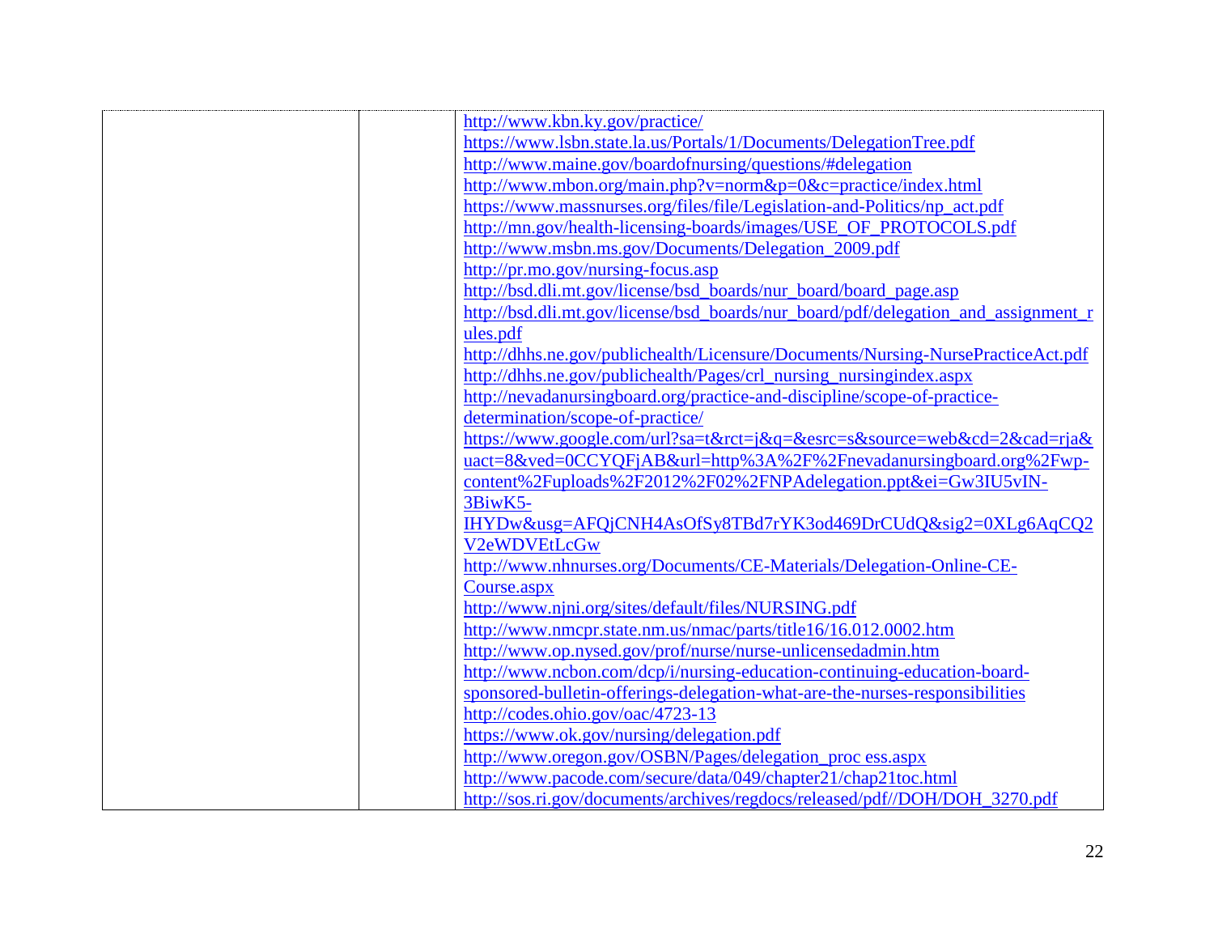| | | |
|---|---|---|
| | | http://www.kbn.ky.gov/practice/<br>https://www.lsbn.state.la.us/Portals/1/Documents/DelegationTree.pdf<br>http://www.maine.gov/boardofnursing/questions/#delegation<br>http://www.mbon.org/main.php?v=norm&p=0&c=practice/index.html<br>https://www.massnurses.org/files/file/Legislation-and-Politics/np_act.pdf<br>http://mn.gov/health-licensing-boards/images/USE_OF_PROTOCOLS.pdf<br>http://www.msbn.ms.gov/Documents/Delegation_2009.pdf<br>http://pr.mo.gov/nursing-focus.asp<br>http://bsd.dli.mt.gov/license/bsd_boards/nur_board/board_page.asp<br>http://bsd.dli.mt.gov/license/bsd_boards/nur_board/pdf/delegation_and_assignment_rules.pdf<br>http://dhhs.ne.gov/publichealth/Licensure/Documents/Nursing-NursePracticeAct.pdf<br>http://dhhs.ne.gov/publichealth/Pages/crl_nursing_nursingindex.aspx<br>http://nevadanursingboard.org/practice-and-discipline/scope-of-practice-determination/scope-of-practice/<br>https://www.google.com/url?sa=t&rct=j&q=&esrc=s&source=web&cd=2&cad=rja&uact=8&ved=0CCYQFjAB&url=http%3A%2F%2Fnevadanursingboard.org%2Fwp-content%2Fuploads%2F2012%2F02%2FNPAdelegation.ppt&ei=Gw3IU5vIN-3BiwK5-IHYDw&usg=AFQjCNH4AsOfSy8TBd7rYK3od469DrCUdQ&sig2=0XLg6AqCQ2V2eWDVEtLcGw<br>http://www.nhnurses.org/Documents/CE-Materials/Delegation-Online-CE-Course.aspx<br>http://www.njni.org/sites/default/files/NURSING.pdf<br>http://www.nmcpr.state.nm.us/nmac/parts/title16/16.012.0002.htm<br>http://www.op.nysed.gov/prof/nurse/nurse-unlicensedadmin.htm<br>http://www.ncbon.com/dcp/i/nursing-education-continuing-education-board-sponsored-bulletin-offerings-delegation-what-are-the-nurses-responsibilities<br>http://codes.ohio.gov/oac/4723-13<br>https://www.ok.gov/nursing/delegation.pdf<br>http://www.oregon.gov/OSBN/Pages/delegation_proc ess.aspx<br>http://www.pacode.com/secure/data/049/chapter21/chap21toc.html<br>http://sos.ri.gov/documents/archives/regdocs/released/pdf//DOH/DOH_3270.pdf |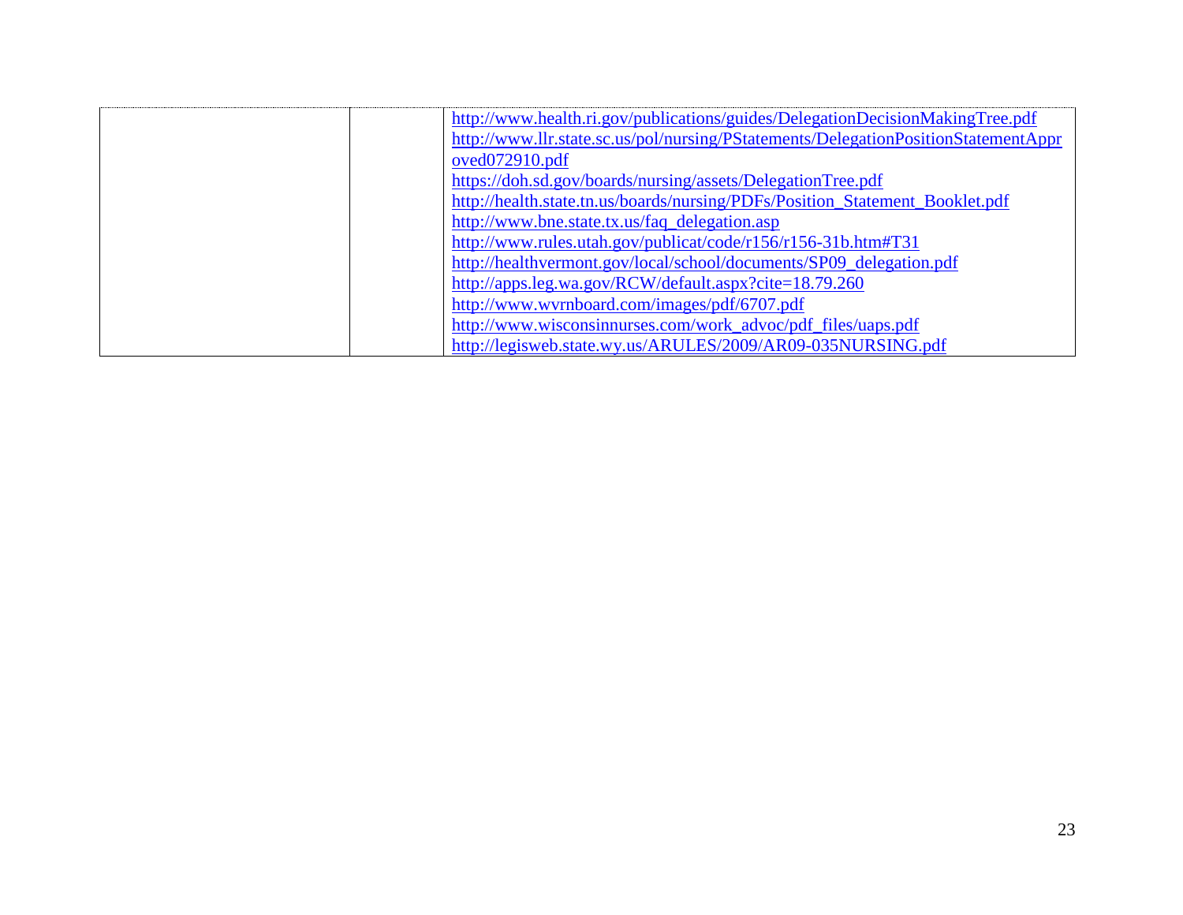| | | |
|---|---|---|
| | | http://www.health.ri.gov/publications/guides/DelegationDecisionMakingTree.pdf<br>http://www.llr.state.sc.us/pol/nursing/PStatements/DelegationPositionStatementApproved072910.pdf<br>https://doh.sd.gov/boards/nursing/assets/DelegationTree.pdf<br>http://health.state.tn.us/boards/nursing/PDFs/Position_Statement_Booklet.pdf<br>http://www.bne.state.tx.us/faq_delegation.asp<br>http://www.rules.utah.gov/publicat/code/r156/r156-31b.htm#T31<br>http://healthvermont.gov/local/school/documents/SP09_delegation.pdf<br>http://apps.leg.wa.gov/RCW/default.aspx?cite=18.79.260<br>http://www.wvrnboard.com/images/pdf/6707.pdf<br>http://www.wisconsinnurses.com/work_advoc/pdf_files/uaps.pdf<br>http://legisweb.state.wy.us/ARULES/2009/AR09-035NURSING.pdf |